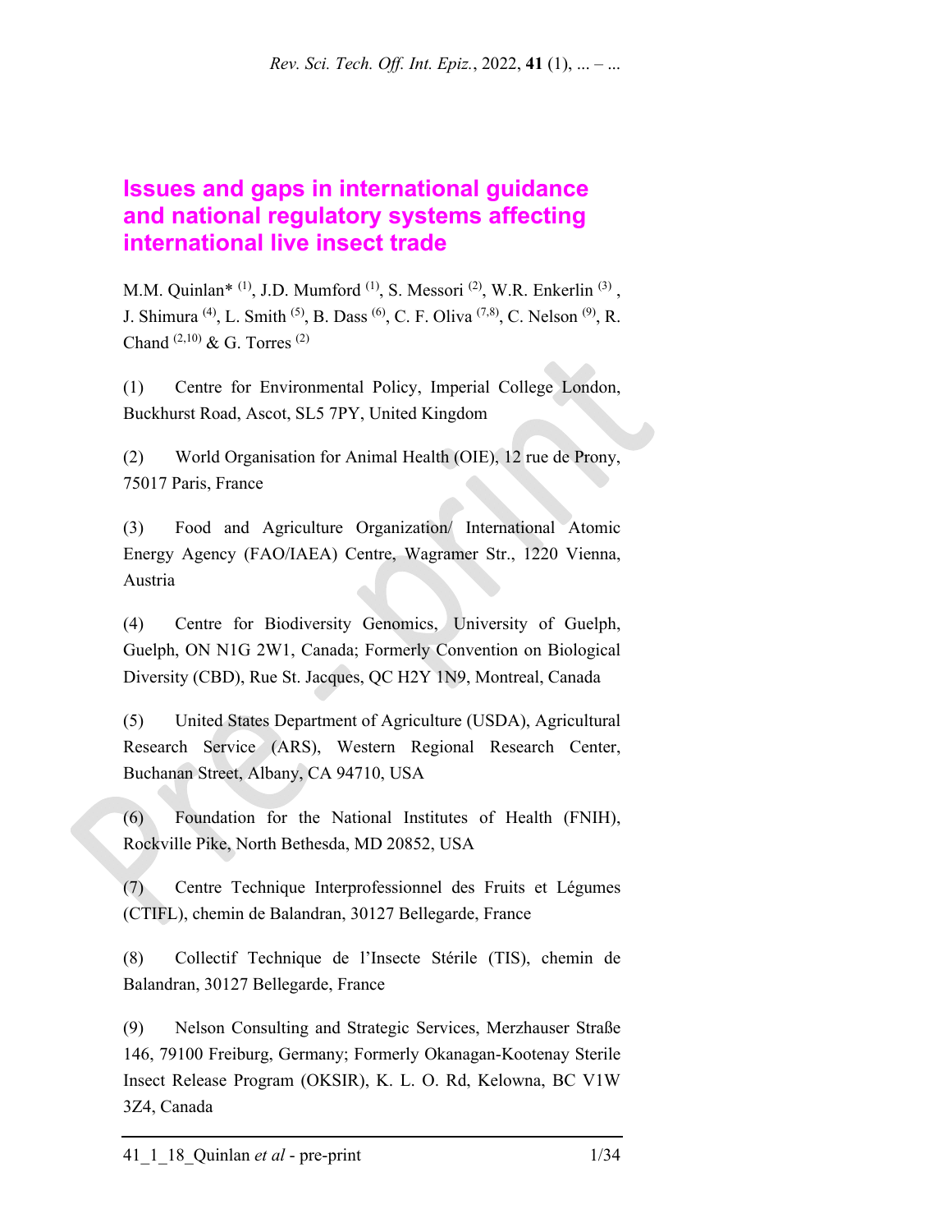# Issues and gaps in international guidance and national regulatory systems affecting international live insect trade

M.M. Quinlan* [1], J.D. Mumford [1], S. Messori [2], W.R. Enkerlin [3], J. Shimura [4], L. Smith [5], B. Dass [6], C. F. Oliva [7,8], C. Nelson [9], R. Chand [2,10] & G. Torres [2]

(1) Centre for Environmental Policy, Imperial College London, Buckhurst Road, Ascot, SL5 7PY, United Kingdom

(2) World Organisation for Animal Health (OIE), 12 rue de Prony, 75017 Paris, France

(3) Food and Agriculture Organization/ International Atomic Energy Agency (FAO/IAEA) Centre, Wagramer Str., 1220 Vienna, Austria

(4) Centre for Biodiversity Genomics, University of Guelph, Guelph, ON N1G 2W1, Canada; Formerly Convention on Biological Diversity (CBD), Rue St. Jacques, QC H2Y 1N9, Montreal, Canada

(5) United States Department of Agriculture (USDA), Agricultural Research Service (ARS), Western Regional Research Center, Buchanan Street, Albany, CA 94710, USA

(6) Foundation for the National Institutes of Health (FNIH), Rockville Pike, North Bethesda, MD 20852, USA

(7) Centre Technique Interprofessionnel des Fruits et Légumes (CTIFL), chemin de Balandran, 30127 Bellegarde, France

(8) Collectif Technique de l'Insecte Stérile (TIS), chemin de Balandran, 30127 Bellegarde, France

(9) Nelson Consulting and Strategic Services, Merzhauser Straße 146, 79100 Freiburg, Germany; Formerly Okanagan-Kootenay Sterile Insect Release Program (OKSIR), K. L. O. Rd, Kelowna, BC V1W 3Z4, Canada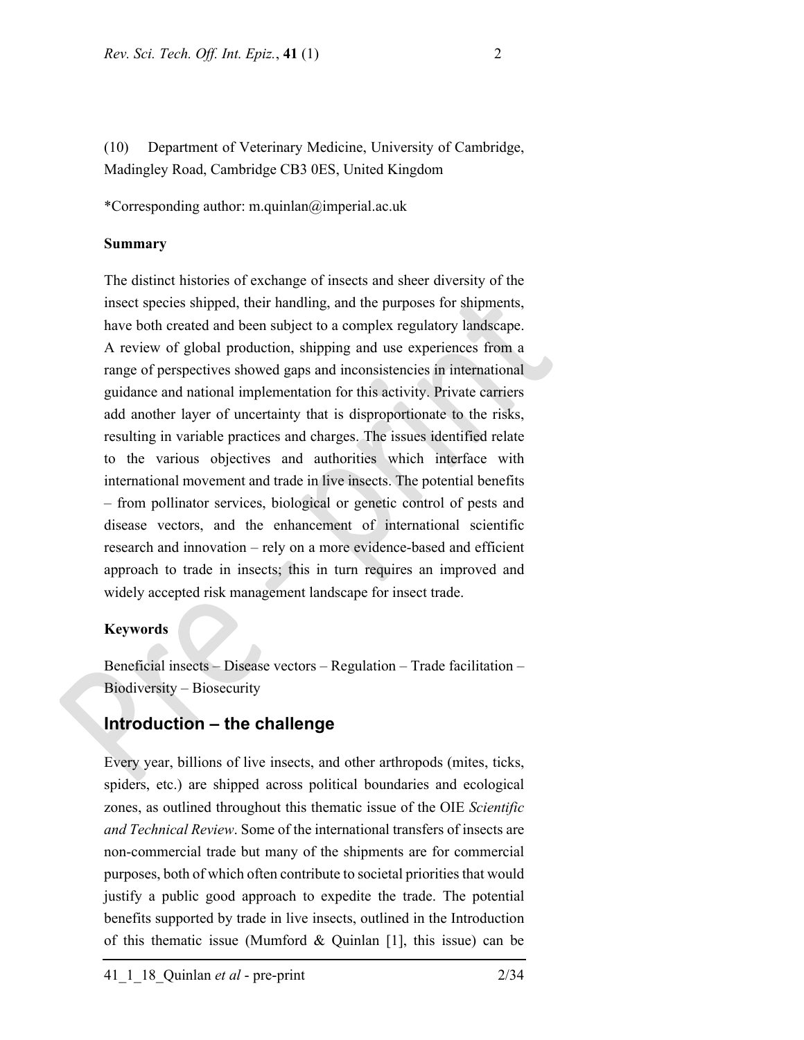(10) Department of Veterinary Medicine, University of Cambridge, Madingley Road, Cambridge CB3 0ES, United Kingdom

*Corresponding author: m.quinlan@imperial.ac.uk

**Summary**

The distinct histories of exchange of insects and sheer diversity of the insect species shipped, their handling, and the purposes for shipments, have both created and been subject to a complex regulatory landscape. A review of global production, shipping and use experiences from a range of perspectives showed gaps and inconsistencies in international guidance and national implementation for this activity. Private carriers add another layer of uncertainty that is disproportionate to the risks, resulting in variable practices and charges. The issues identified relate to the various objectives and authorities which interface with international movement and trade in live insects. The potential benefits – from pollinator services, biological or genetic control of pests and disease vectors, and the enhancement of international scientific research and innovation – rely on a more evidence-based and efficient approach to trade in insects; this in turn requires an improved and widely accepted risk management landscape for insect trade.

**Keywords**

Beneficial insects – Disease vectors – Regulation – Trade facilitation – Biodiversity – Biosecurity

## Introduction – the challenge

Every year, billions of live insects, and other arthropods (mites, ticks, spiders, etc.) are shipped across political boundaries and ecological zones, as outlined throughout this thematic issue of the OIE *Scientific and Technical Review*. Some of the international transfers of insects are non-commercial trade but many of the shipments are for commercial purposes, both of which often contribute to societal priorities that would justify a public good approach to expedite the trade. The potential benefits supported by trade in live insects, outlined in the Introduction of this thematic issue (Mumford & Quinlan [1], this issue) can be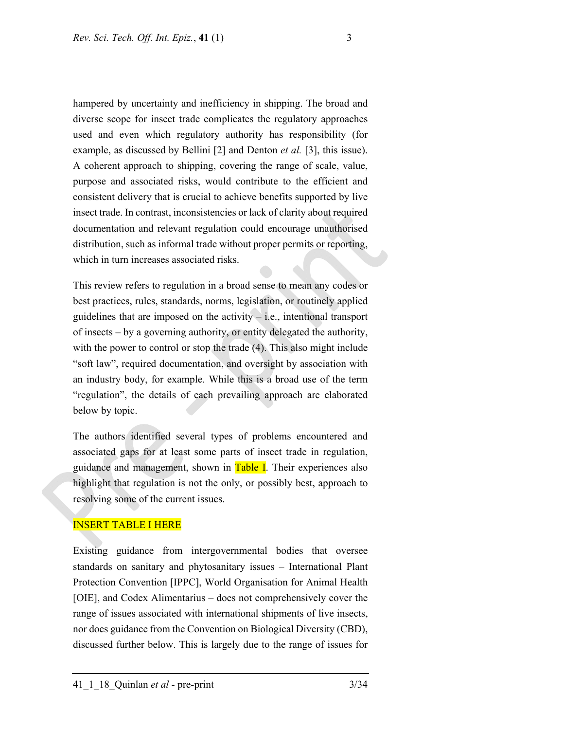hampered by uncertainty and inefficiency in shipping. The broad and diverse scope for insect trade complicates the regulatory approaches used and even which regulatory authority has responsibility (for example, as discussed by Bellini [2] and Denton *et al.* [3], this issue). A coherent approach to shipping, covering the range of scale, value, purpose and associated risks, would contribute to the efficient and consistent delivery that is crucial to achieve benefits supported by live insect trade. In contrast, inconsistencies or lack of clarity about required documentation and relevant regulation could encourage unauthorised distribution, such as informal trade without proper permits or reporting, which in turn increases associated risks.

This review refers to regulation in a broad sense to mean any codes or best practices, rules, standards, norms, legislation, or routinely applied guidelines that are imposed on the activity – i.e., intentional transport of insects – by a governing authority, or entity delegated the authority, with the power to control or stop the trade (4). This also might include "soft law", required documentation, and oversight by association with an industry body, for example. While this is a broad use of the term "regulation", the details of each prevailing approach are elaborated below by topic.

The authors identified several types of problems encountered and associated gaps for at least some parts of insect trade in regulation, guidance and management, shown in Table I. Their experiences also highlight that regulation is not the only, or possibly best, approach to resolving some of the current issues.

INSERT TABLE I HERE

Existing guidance from intergovernmental bodies that oversee standards on sanitary and phytosanitary issues – International Plant Protection Convention [IPPC], World Organisation for Animal Health [OIE], and Codex Alimentarius – does not comprehensively cover the range of issues associated with international shipments of live insects, nor does guidance from the Convention on Biological Diversity (CBD), discussed further below. This is largely due to the range of issues for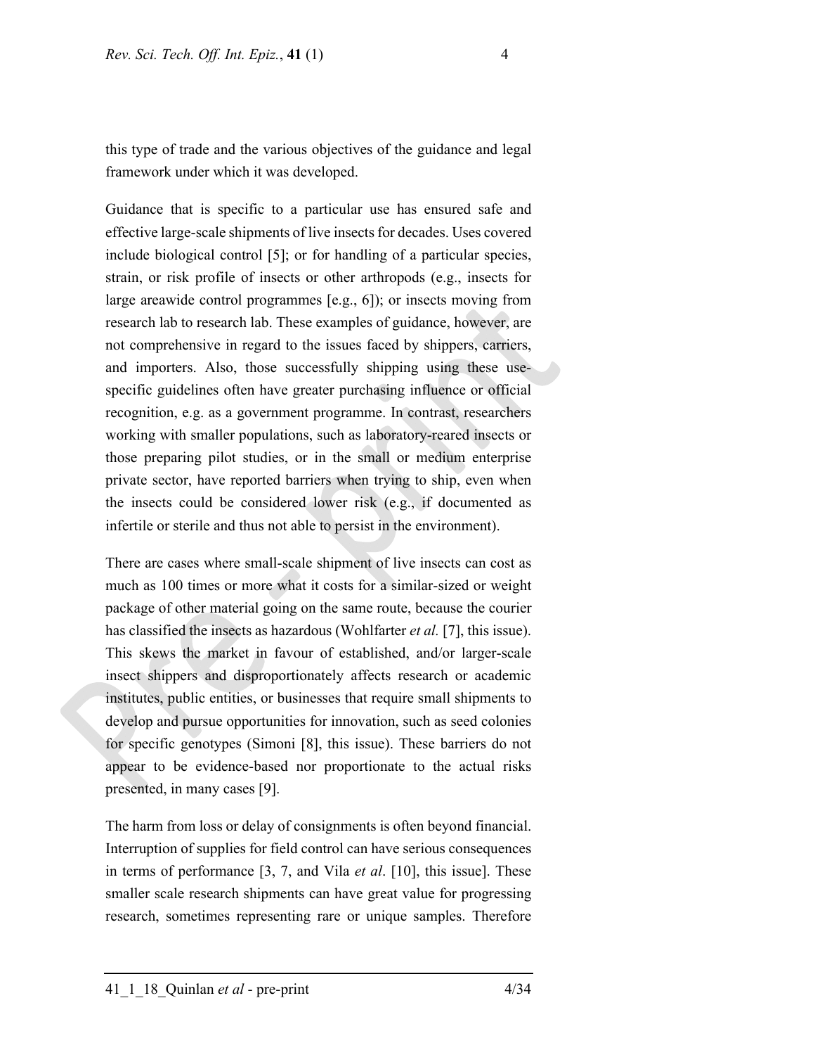this type of trade and the various objectives of the guidance and legal framework under which it was developed.

Guidance that is specific to a particular use has ensured safe and effective large-scale shipments of live insects for decades. Uses covered include biological control [5]; or for handling of a particular species, strain, or risk profile of insects or other arthropods (e.g., insects for large areawide control programmes [e.g., 6]); or insects moving from research lab to research lab. These examples of guidance, however, are not comprehensive in regard to the issues faced by shippers, carriers, and importers. Also, those successfully shipping using these use-specific guidelines often have greater purchasing influence or official recognition, e.g. as a government programme. In contrast, researchers working with smaller populations, such as laboratory-reared insects or those preparing pilot studies, or in the small or medium enterprise private sector, have reported barriers when trying to ship, even when the insects could be considered lower risk (e.g., if documented as infertile or sterile and thus not able to persist in the environment).

There are cases where small-scale shipment of live insects can cost as much as 100 times or more what it costs for a similar-sized or weight package of other material going on the same route, because the courier has classified the insects as hazardous (Wohlfarter *et al.* [7], this issue). This skews the market in favour of established, and/or larger-scale insect shippers and disproportionately affects research or academic institutes, public entities, or businesses that require small shipments to develop and pursue opportunities for innovation, such as seed colonies for specific genotypes (Simoni [8], this issue). These barriers do not appear to be evidence-based nor proportionate to the actual risks presented, in many cases [9].

The harm from loss or delay of consignments is often beyond financial. Interruption of supplies for field control can have serious consequences in terms of performance [3, 7, and Vila *et al*. [10], this issue]. These smaller scale research shipments can have great value for progressing research, sometimes representing rare or unique samples. Therefore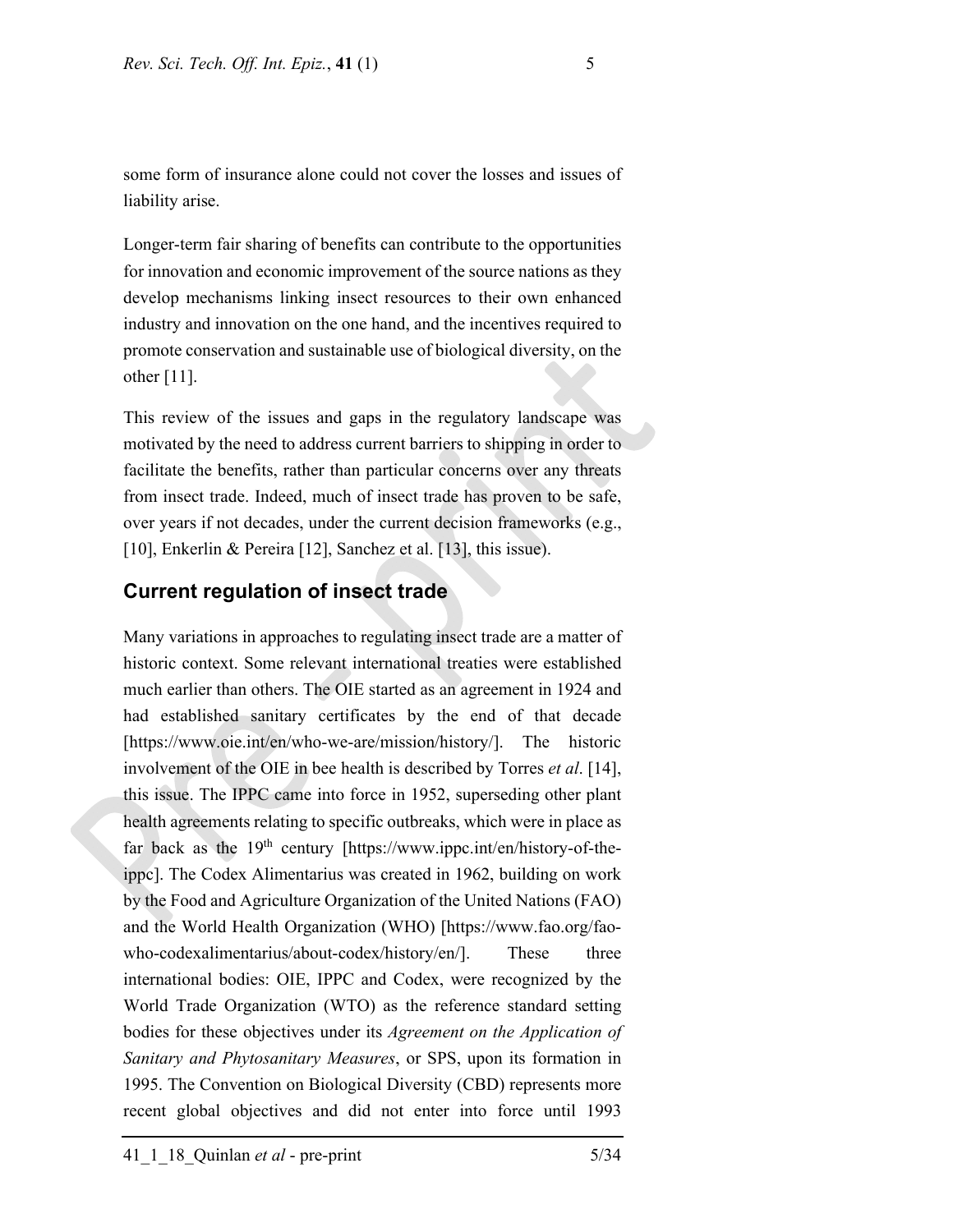some form of insurance alone could not cover the losses and issues of liability arise.

Longer-term fair sharing of benefits can contribute to the opportunities for innovation and economic improvement of the source nations as they develop mechanisms linking insect resources to their own enhanced industry and innovation on the one hand, and the incentives required to promote conservation and sustainable use of biological diversity, on the other [11].

This review of the issues and gaps in the regulatory landscape was motivated by the need to address current barriers to shipping in order to facilitate the benefits, rather than particular concerns over any threats from insect trade. Indeed, much of insect trade has proven to be safe, over years if not decades, under the current decision frameworks (e.g., [10], Enkerlin & Pereira [12], Sanchez et al. [13], this issue).

## Current regulation of insect trade

Many variations in approaches to regulating insect trade are a matter of historic context. Some relevant international treaties were established much earlier than others. The OIE started as an agreement in 1924 and had established sanitary certificates by the end of that decade [https://www.oie.int/en/who-we-are/mission/history/]. The historic involvement of the OIE in bee health is described by Torres *et al*. [14], this issue. The IPPC came into force in 1952, superseding other plant health agreements relating to specific outbreaks, which were in place as far back as the 19th century [https://www.ippc.int/en/history-of-the-ippc]. The Codex Alimentarius was created in 1962, building on work by the Food and Agriculture Organization of the United Nations (FAO) and the World Health Organization (WHO) [https://www.fao.org/fao-who-codexalimentarius/about-codex/history/en/]. These three international bodies: OIE, IPPC and Codex, were recognized by the World Trade Organization (WTO) as the reference standard setting bodies for these objectives under its *Agreement on the Application of Sanitary and Phytosanitary Measures*, or SPS, upon its formation in 1995. The Convention on Biological Diversity (CBD) represents more recent global objectives and did not enter into force until 1993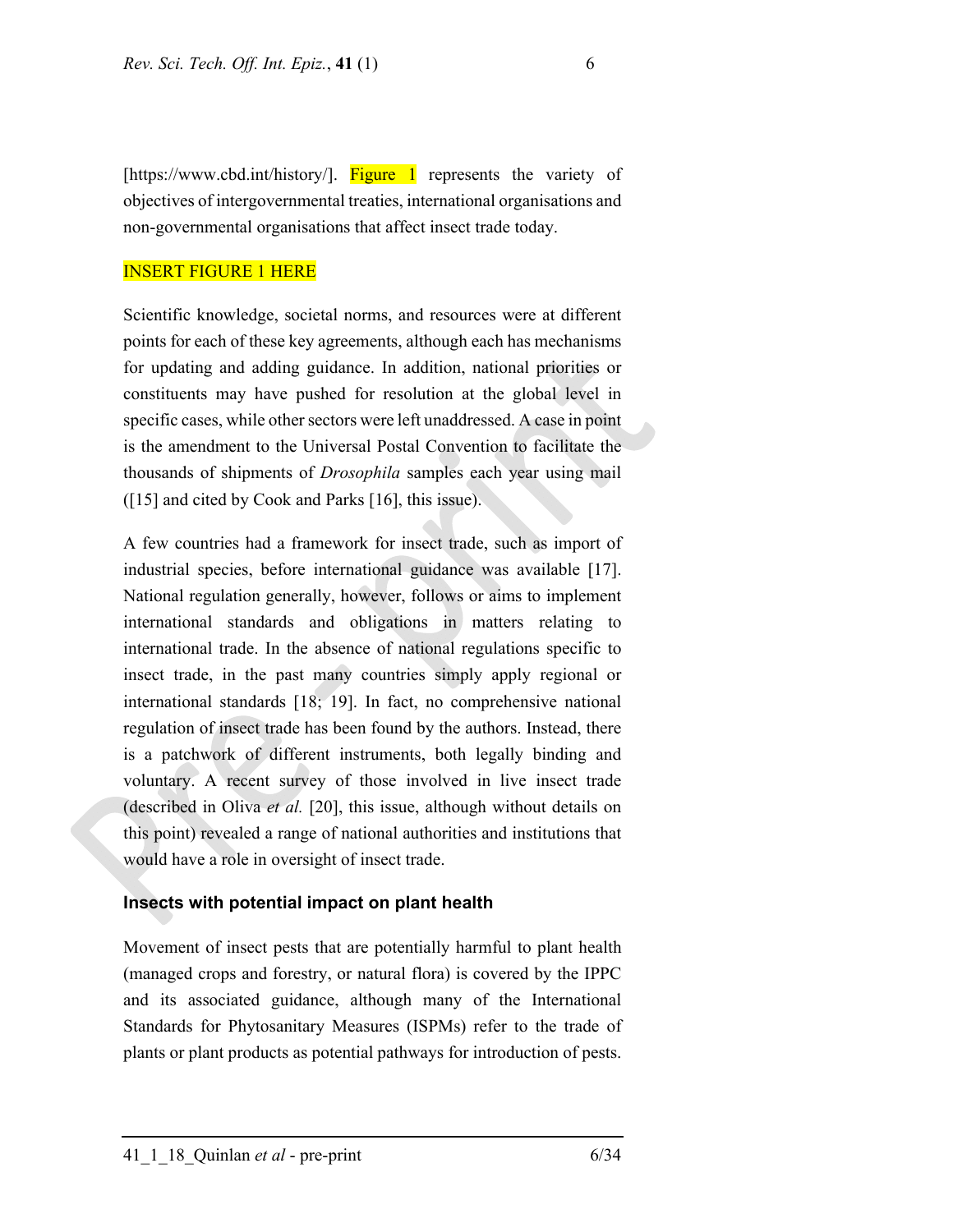[https://www.cbd.int/history/]. Figure 1 represents the variety of objectives of intergovernmental treaties, international organisations and non-governmental organisations that affect insect trade today.

INSERT FIGURE 1 HERE

Scientific knowledge, societal norms, and resources were at different points for each of these key agreements, although each has mechanisms for updating and adding guidance. In addition, national priorities or constituents may have pushed for resolution at the global level in specific cases, while other sectors were left unaddressed. A case in point is the amendment to the Universal Postal Convention to facilitate the thousands of shipments of *Drosophila* samples each year using mail ([15] and cited by Cook and Parks [16], this issue).

A few countries had a framework for insect trade, such as import of industrial species, before international guidance was available [17]. National regulation generally, however, follows or aims to implement international standards and obligations in matters relating to international trade. In the absence of national regulations specific to insect trade, in the past many countries simply apply regional or international standards [18; 19]. In fact, no comprehensive national regulation of insect trade has been found by the authors. Instead, there is a patchwork of different instruments, both legally binding and voluntary. A recent survey of those involved in live insect trade (described in Oliva *et al.* [20], this issue, although without details on this point) revealed a range of national authorities and institutions that would have a role in oversight of insect trade.

### Insects with potential impact on plant health

Movement of insect pests that are potentially harmful to plant health (managed crops and forestry, or natural flora) is covered by the IPPC and its associated guidance, although many of the International Standards for Phytosanitary Measures (ISPMs) refer to the trade of plants or plant products as potential pathways for introduction of pests.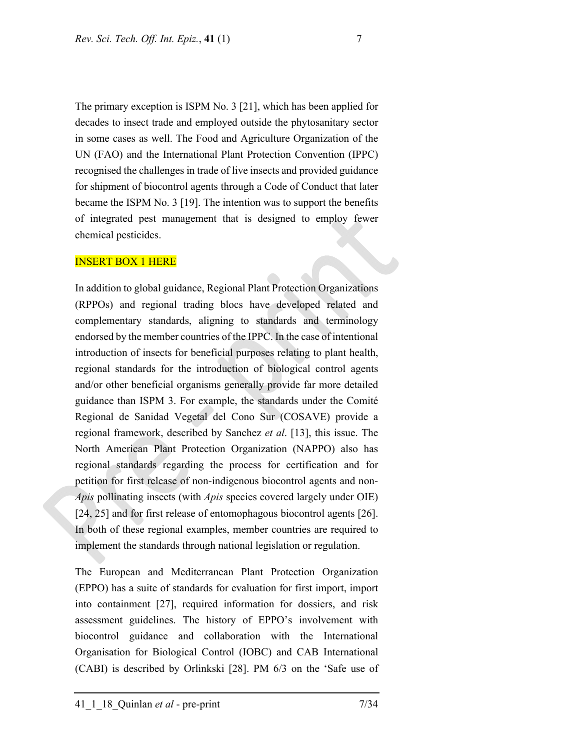The primary exception is ISPM No. 3 [21], which has been applied for decades to insect trade and employed outside the phytosanitary sector in some cases as well. The Food and Agriculture Organization of the UN (FAO) and the International Plant Protection Convention (IPPC) recognised the challenges in trade of live insects and provided guidance for shipment of biocontrol agents through a Code of Conduct that later became the ISPM No. 3 [19]. The intention was to support the benefits of integrated pest management that is designed to employ fewer chemical pesticides.

INSERT BOX 1 HERE

In addition to global guidance, Regional Plant Protection Organizations (RPPOs) and regional trading blocs have developed related and complementary standards, aligning to standards and terminology endorsed by the member countries of the IPPC. In the case of intentional introduction of insects for beneficial purposes relating to plant health, regional standards for the introduction of biological control agents and/or other beneficial organisms generally provide far more detailed guidance than ISPM 3. For example, the standards under the Comité Regional de Sanidad Vegetal del Cono Sur (COSAVE) provide a regional framework, described by Sanchez *et al*. [13], this issue. The North American Plant Protection Organization (NAPPO) also has regional standards regarding the process for certification and for petition for first release of non-indigenous biocontrol agents and non-*Apis* pollinating insects (with *Apis* species covered largely under OIE) [24, 25] and for first release of entomophagous biocontrol agents [26]. In both of these regional examples, member countries are required to implement the standards through national legislation or regulation.

The European and Mediterranean Plant Protection Organization (EPPO) has a suite of standards for evaluation for first import, import into containment [27], required information for dossiers, and risk assessment guidelines. The history of EPPO's involvement with biocontrol guidance and collaboration with the International Organisation for Biological Control (IOBC) and CAB International (CABI) is described by Orlinkski [28]. PM 6/3 on the 'Safe use of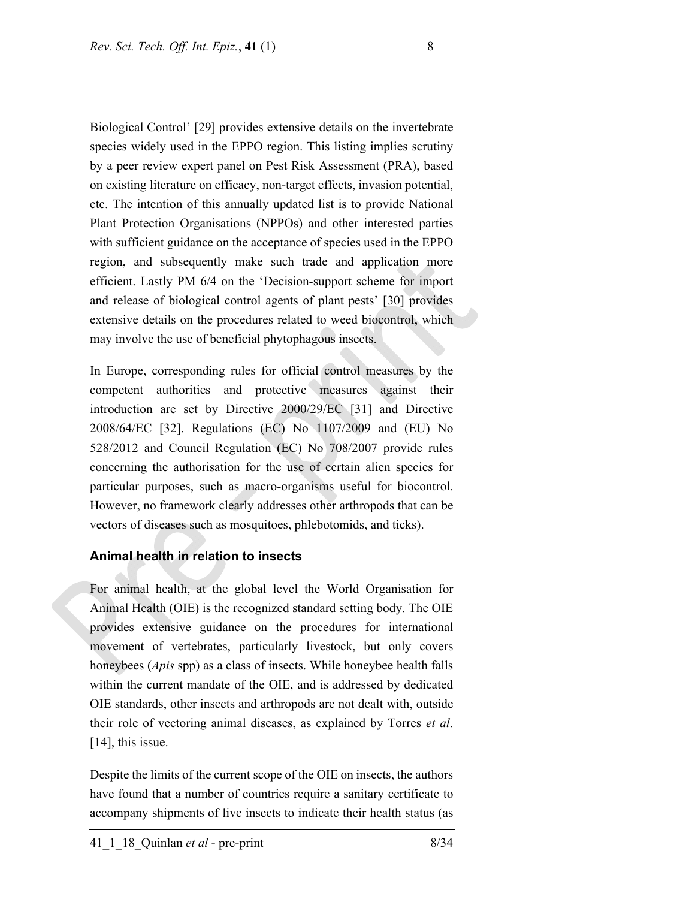Biological Control' [29] provides extensive details on the invertebrate species widely used in the EPPO region. This listing implies scrutiny by a peer review expert panel on Pest Risk Assessment (PRA), based on existing literature on efficacy, non-target effects, invasion potential, etc. The intention of this annually updated list is to provide National Plant Protection Organisations (NPPOs) and other interested parties with sufficient guidance on the acceptance of species used in the EPPO region, and subsequently make such trade and application more efficient. Lastly PM 6/4 on the 'Decision-support scheme for import and release of biological control agents of plant pests' [30] provides extensive details on the procedures related to weed biocontrol, which may involve the use of beneficial phytophagous insects.

In Europe, corresponding rules for official control measures by the competent authorities and protective measures against their introduction are set by Directive 2000/29/EC [31] and Directive 2008/64/EC [32]. Regulations (EC) No 1107/2009 and (EU) No 528/2012 and Council Regulation (EC) No 708/2007 provide rules concerning the authorisation for the use of certain alien species for particular purposes, such as macro-organisms useful for biocontrol. However, no framework clearly addresses other arthropods that can be vectors of diseases such as mosquitoes, phlebotomids, and ticks).

## Animal health in relation to insects

For animal health, at the global level the World Organisation for Animal Health (OIE) is the recognized standard setting body. The OIE provides extensive guidance on the procedures for international movement of vertebrates, particularly livestock, but only covers honeybees (*Apis* spp) as a class of insects. While honeybee health falls within the current mandate of the OIE, and is addressed by dedicated OIE standards, other insects and arthropods are not dealt with, outside their role of vectoring animal diseases, as explained by Torres *et al*. [14], this issue.

Despite the limits of the current scope of the OIE on insects, the authors have found that a number of countries require a sanitary certificate to accompany shipments of live insects to indicate their health status (as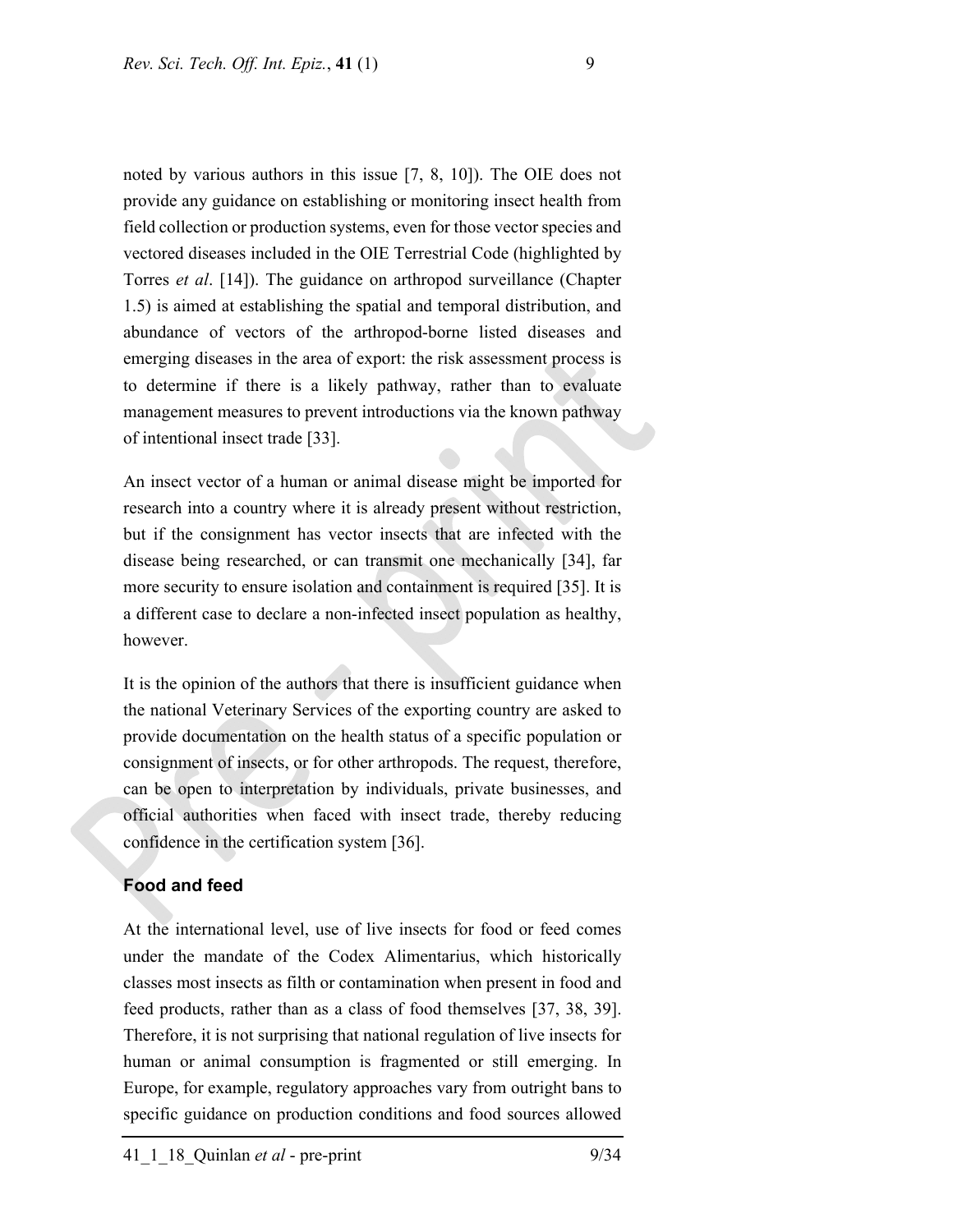noted by various authors in this issue [7, 8, 10]). The OIE does not provide any guidance on establishing or monitoring insect health from field collection or production systems, even for those vector species and vectored diseases included in the OIE Terrestrial Code (highlighted by Torres *et al*. [14]). The guidance on arthropod surveillance (Chapter 1.5) is aimed at establishing the spatial and temporal distribution, and abundance of vectors of the arthropod-borne listed diseases and emerging diseases in the area of export: the risk assessment process is to determine if there is a likely pathway, rather than to evaluate management measures to prevent introductions via the known pathway of intentional insect trade [33].

An insect vector of a human or animal disease might be imported for research into a country where it is already present without restriction, but if the consignment has vector insects that are infected with the disease being researched, or can transmit one mechanically [34], far more security to ensure isolation and containment is required [35]. It is a different case to declare a non-infected insect population as healthy, however.

It is the opinion of the authors that there is insufficient guidance when the national Veterinary Services of the exporting country are asked to provide documentation on the health status of a specific population or consignment of insects, or for other arthropods. The request, therefore, can be open to interpretation by individuals, private businesses, and official authorities when faced with insect trade, thereby reducing confidence in the certification system [36].

## Food and feed

At the international level, use of live insects for food or feed comes under the mandate of the Codex Alimentarius, which historically classes most insects as filth or contamination when present in food and feed products, rather than as a class of food themselves [37, 38, 39]. Therefore, it is not surprising that national regulation of live insects for human or animal consumption is fragmented or still emerging. In Europe, for example, regulatory approaches vary from outright bans to specific guidance on production conditions and food sources allowed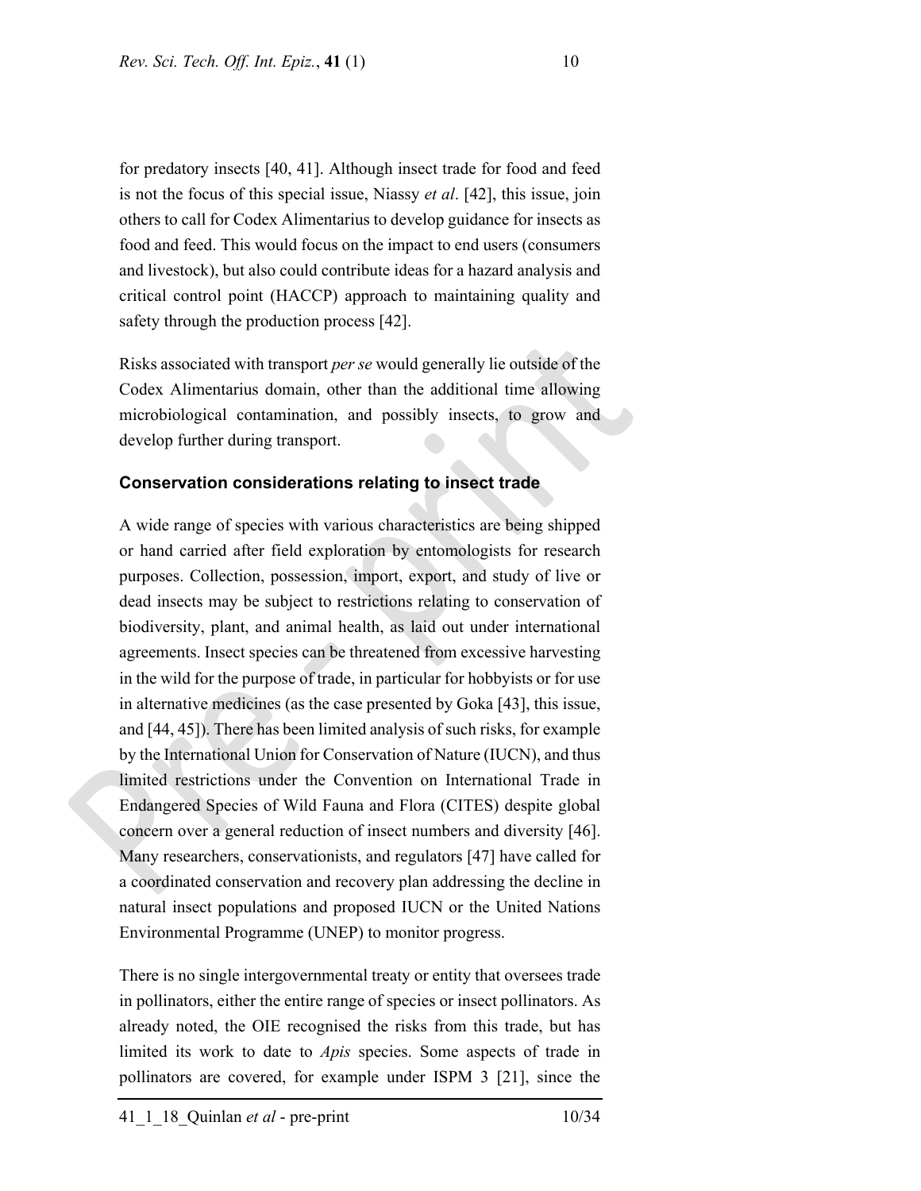for predatory insects [40, 41]. Although insect trade for food and feed is not the focus of this special issue, Niassy *et al*. [42], this issue, join others to call for Codex Alimentarius to develop guidance for insects as food and feed. This would focus on the impact to end users (consumers and livestock), but also could contribute ideas for a hazard analysis and critical control point (HACCP) approach to maintaining quality and safety through the production process [42].

Risks associated with transport *per se* would generally lie outside of the Codex Alimentarius domain, other than the additional time allowing microbiological contamination, and possibly insects, to grow and develop further during transport.

## Conservation considerations relating to insect trade

A wide range of species with various characteristics are being shipped or hand carried after field exploration by entomologists for research purposes. Collection, possession, import, export, and study of live or dead insects may be subject to restrictions relating to conservation of biodiversity, plant, and animal health, as laid out under international agreements. Insect species can be threatened from excessive harvesting in the wild for the purpose of trade, in particular for hobbyists or for use in alternative medicines (as the case presented by Goka [43], this issue, and [44, 45]). There has been limited analysis of such risks, for example by the International Union for Conservation of Nature (IUCN), and thus limited restrictions under the Convention on International Trade in Endangered Species of Wild Fauna and Flora (CITES) despite global concern over a general reduction of insect numbers and diversity [46]. Many researchers, conservationists, and regulators [47] have called for a coordinated conservation and recovery plan addressing the decline in natural insect populations and proposed IUCN or the United Nations Environmental Programme (UNEP) to monitor progress.

There is no single intergovernmental treaty or entity that oversees trade in pollinators, either the entire range of species or insect pollinators. As already noted, the OIE recognised the risks from this trade, but has limited its work to date to *Apis* species. Some aspects of trade in pollinators are covered, for example under ISPM 3 [21], since the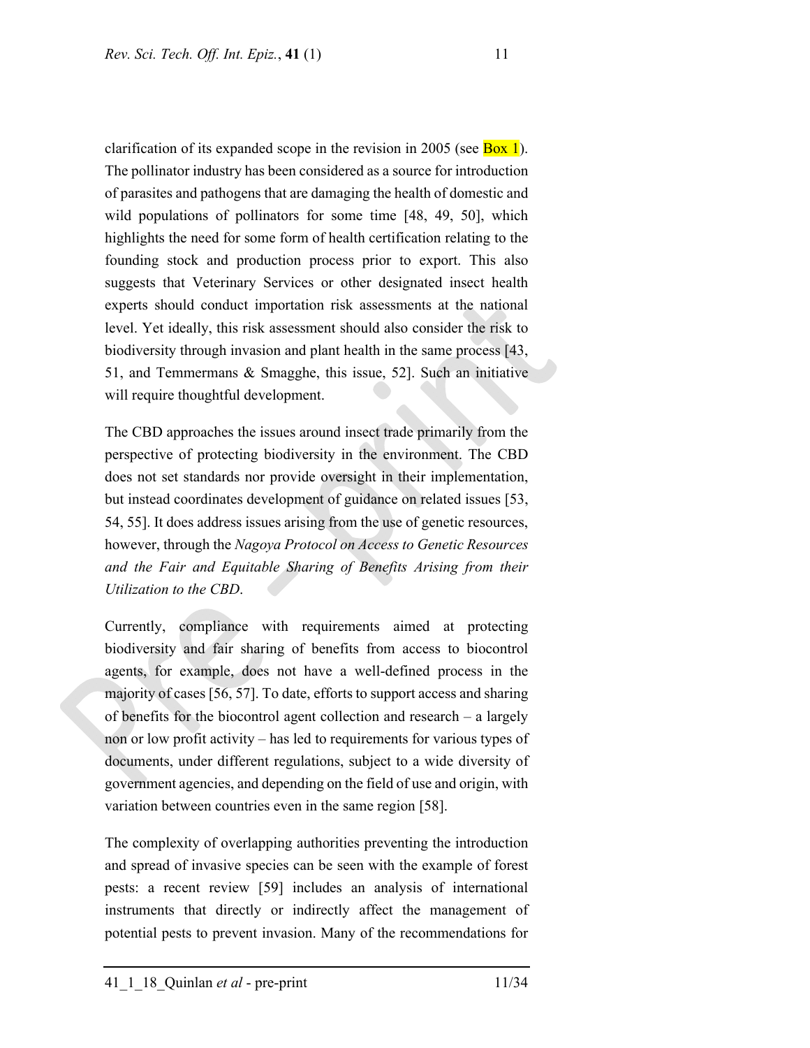clarification of its expanded scope in the revision in 2005 (see Box 1). The pollinator industry has been considered as a source for introduction of parasites and pathogens that are damaging the health of domestic and wild populations of pollinators for some time [48, 49, 50], which highlights the need for some form of health certification relating to the founding stock and production process prior to export. This also suggests that Veterinary Services or other designated insect health experts should conduct importation risk assessments at the national level. Yet ideally, this risk assessment should also consider the risk to biodiversity through invasion and plant health in the same process [43, 51, and Temmermans & Smagghe, this issue, 52]. Such an initiative will require thoughtful development.

The CBD approaches the issues around insect trade primarily from the perspective of protecting biodiversity in the environment. The CBD does not set standards nor provide oversight in their implementation, but instead coordinates development of guidance on related issues [53, 54, 55]. It does address issues arising from the use of genetic resources, however, through the *Nagoya Protocol on Access to Genetic Resources and the Fair and Equitable Sharing of Benefits Arising from their Utilization to the CBD*.

Currently, compliance with requirements aimed at protecting biodiversity and fair sharing of benefits from access to biocontrol agents, for example, does not have a well-defined process in the majority of cases [56, 57]. To date, efforts to support access and sharing of benefits for the biocontrol agent collection and research – a largely non or low profit activity – has led to requirements for various types of documents, under different regulations, subject to a wide diversity of government agencies, and depending on the field of use and origin, with variation between countries even in the same region [58].

The complexity of overlapping authorities preventing the introduction and spread of invasive species can be seen with the example of forest pests: a recent review [59] includes an analysis of international instruments that directly or indirectly affect the management of potential pests to prevent invasion. Many of the recommendations for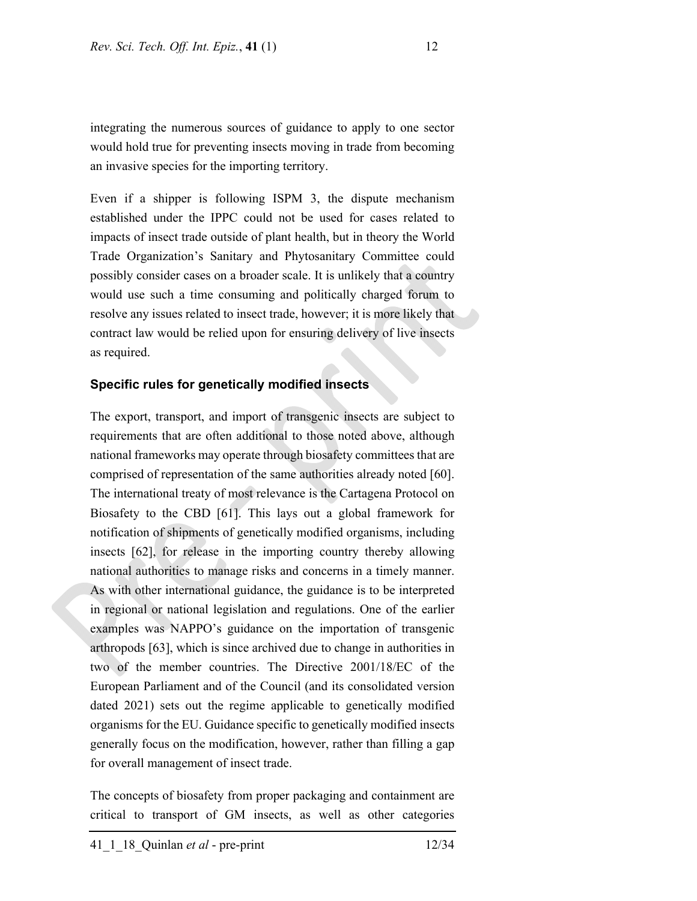integrating the numerous sources of guidance to apply to one sector would hold true for preventing insects moving in trade from becoming an invasive species for the importing territory.

Even if a shipper is following ISPM 3, the dispute mechanism established under the IPPC could not be used for cases related to impacts of insect trade outside of plant health, but in theory the World Trade Organization's Sanitary and Phytosanitary Committee could possibly consider cases on a broader scale. It is unlikely that a country would use such a time consuming and politically charged forum to resolve any issues related to insect trade, however; it is more likely that contract law would be relied upon for ensuring delivery of live insects as required.

### Specific rules for genetically modified insects

The export, transport, and import of transgenic insects are subject to requirements that are often additional to those noted above, although national frameworks may operate through biosafety committees that are comprised of representation of the same authorities already noted [60]. The international treaty of most relevance is the Cartagena Protocol on Biosafety to the CBD [61]. This lays out a global framework for notification of shipments of genetically modified organisms, including insects [62], for release in the importing country thereby allowing national authorities to manage risks and concerns in a timely manner. As with other international guidance, the guidance is to be interpreted in regional or national legislation and regulations. One of the earlier examples was NAPPO's guidance on the importation of transgenic arthropods [63], which is since archived due to change in authorities in two of the member countries. The Directive 2001/18/EC of the European Parliament and of the Council (and its consolidated version dated 2021) sets out the regime applicable to genetically modified organisms for the EU. Guidance specific to genetically modified insects generally focus on the modification, however, rather than filling a gap for overall management of insect trade.

The concepts of biosafety from proper packaging and containment are critical to transport of GM insects, as well as other categories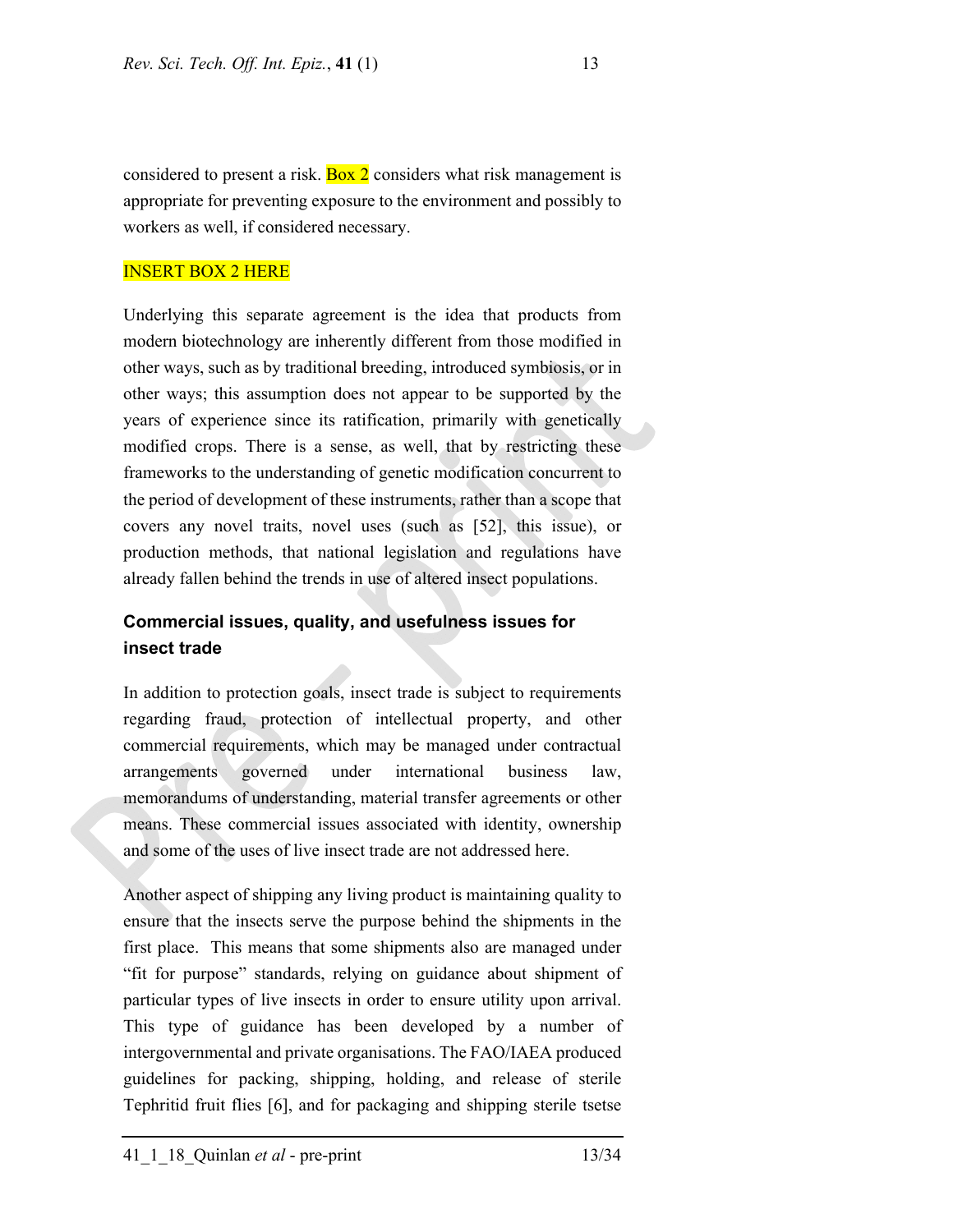considered to present a risk. Box 2 considers what risk management is appropriate for preventing exposure to the environment and possibly to workers as well, if considered necessary.

INSERT BOX 2 HERE

Underlying this separate agreement is the idea that products from modern biotechnology are inherently different from those modified in other ways, such as by traditional breeding, introduced symbiosis, or in other ways; this assumption does not appear to be supported by the years of experience since its ratification, primarily with genetically modified crops. There is a sense, as well, that by restricting these frameworks to the understanding of genetic modification concurrent to the period of development of these instruments, rather than a scope that covers any novel traits, novel uses (such as [52], this issue), or production methods, that national legislation and regulations have already fallen behind the trends in use of altered insect populations.

## Commercial issues, quality, and usefulness issues for insect trade

In addition to protection goals, insect trade is subject to requirements regarding fraud, protection of intellectual property, and other commercial requirements, which may be managed under contractual arrangements governed under international business law, memorandums of understanding, material transfer agreements or other means. These commercial issues associated with identity, ownership and some of the uses of live insect trade are not addressed here.

Another aspect of shipping any living product is maintaining quality to ensure that the insects serve the purpose behind the shipments in the first place. This means that some shipments also are managed under "fit for purpose" standards, relying on guidance about shipment of particular types of live insects in order to ensure utility upon arrival. This type of guidance has been developed by a number of intergovernmental and private organisations. The FAO/IAEA produced guidelines for packing, shipping, holding, and release of sterile Tephritid fruit flies [6], and for packaging and shipping sterile tsetse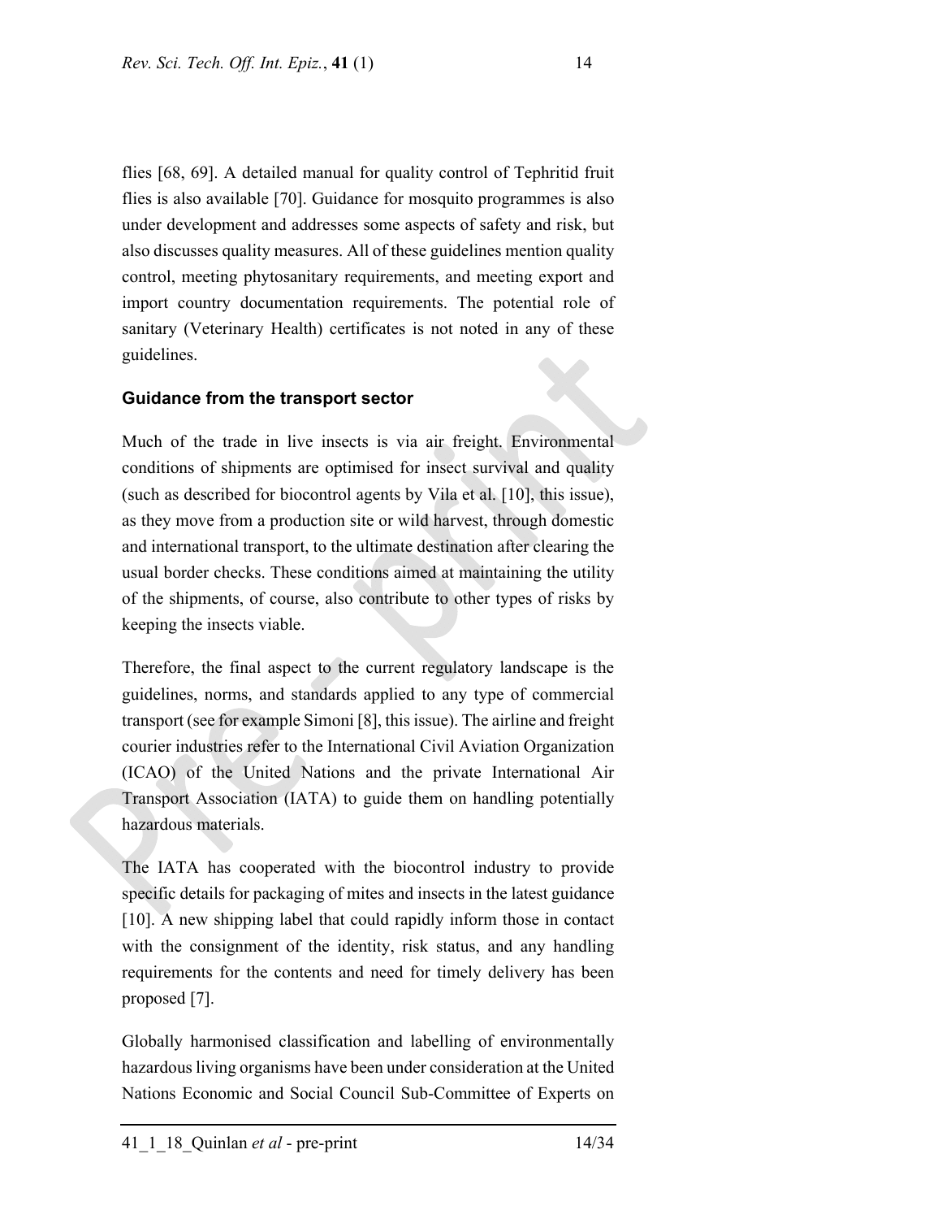flies [68, 69]. A detailed manual for quality control of Tephritid fruit flies is also available [70]. Guidance for mosquito programmes is also under development and addresses some aspects of safety and risk, but also discusses quality measures. All of these guidelines mention quality control, meeting phytosanitary requirements, and meeting export and import country documentation requirements. The potential role of sanitary (Veterinary Health) certificates is not noted in any of these guidelines.

### Guidance from the transport sector

Much of the trade in live insects is via air freight. Environmental conditions of shipments are optimised for insect survival and quality (such as described for biocontrol agents by Vila et al. [10], this issue), as they move from a production site or wild harvest, through domestic and international transport, to the ultimate destination after clearing the usual border checks. These conditions aimed at maintaining the utility of the shipments, of course, also contribute to other types of risks by keeping the insects viable.

Therefore, the final aspect to the current regulatory landscape is the guidelines, norms, and standards applied to any type of commercial transport (see for example Simoni [8], this issue). The airline and freight courier industries refer to the International Civil Aviation Organization (ICAO) of the United Nations and the private International Air Transport Association (IATA) to guide them on handling potentially hazardous materials.

The IATA has cooperated with the biocontrol industry to provide specific details for packaging of mites and insects in the latest guidance [10]. A new shipping label that could rapidly inform those in contact with the consignment of the identity, risk status, and any handling requirements for the contents and need for timely delivery has been proposed [7].

Globally harmonised classification and labelling of environmentally hazardous living organisms have been under consideration at the United Nations Economic and Social Council Sub-Committee of Experts on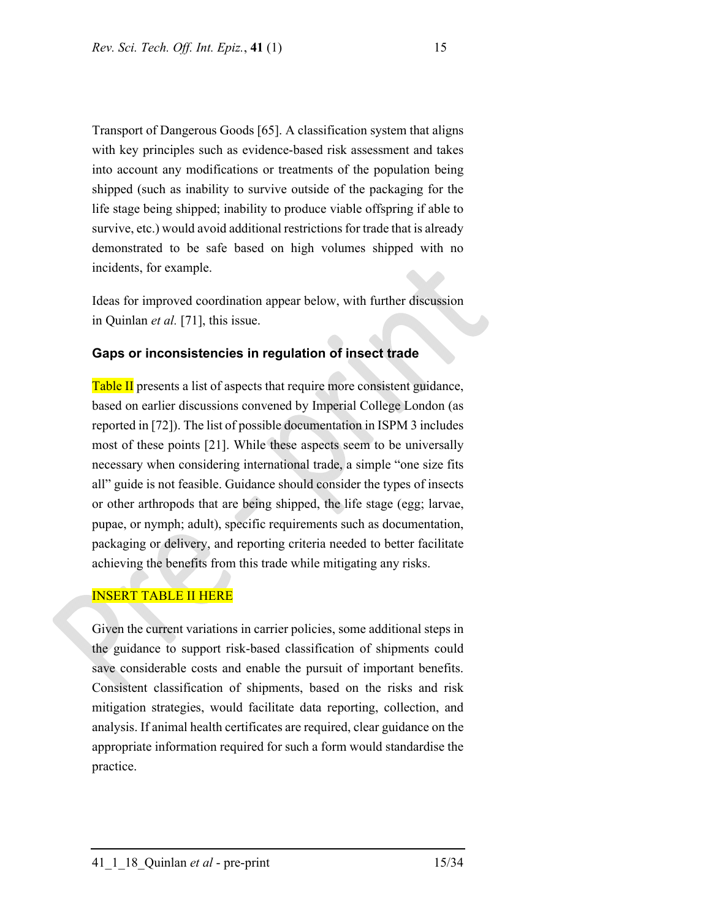Transport of Dangerous Goods [65]. A classification system that aligns with key principles such as evidence-based risk assessment and takes into account any modifications or treatments of the population being shipped (such as inability to survive outside of the packaging for the life stage being shipped; inability to produce viable offspring if able to survive, etc.) would avoid additional restrictions for trade that is already demonstrated to be safe based on high volumes shipped with no incidents, for example.

Ideas for improved coordination appear below, with further discussion in Quinlan *et al.* [71], this issue.

### Gaps or inconsistencies in regulation of insect trade

Table II presents a list of aspects that require more consistent guidance, based on earlier discussions convened by Imperial College London (as reported in [72]). The list of possible documentation in ISPM 3 includes most of these points [21]. While these aspects seem to be universally necessary when considering international trade, a simple "one size fits all" guide is not feasible. Guidance should consider the types of insects or other arthropods that are being shipped, the life stage (egg; larvae, pupae, or nymph; adult), specific requirements such as documentation, packaging or delivery, and reporting criteria needed to better facilitate achieving the benefits from this trade while mitigating any risks.

INSERT TABLE II HERE

Given the current variations in carrier policies, some additional steps in the guidance to support risk-based classification of shipments could save considerable costs and enable the pursuit of important benefits. Consistent classification of shipments, based on the risks and risk mitigation strategies, would facilitate data reporting, collection, and analysis. If animal health certificates are required, clear guidance on the appropriate information required for such a form would standardise the practice.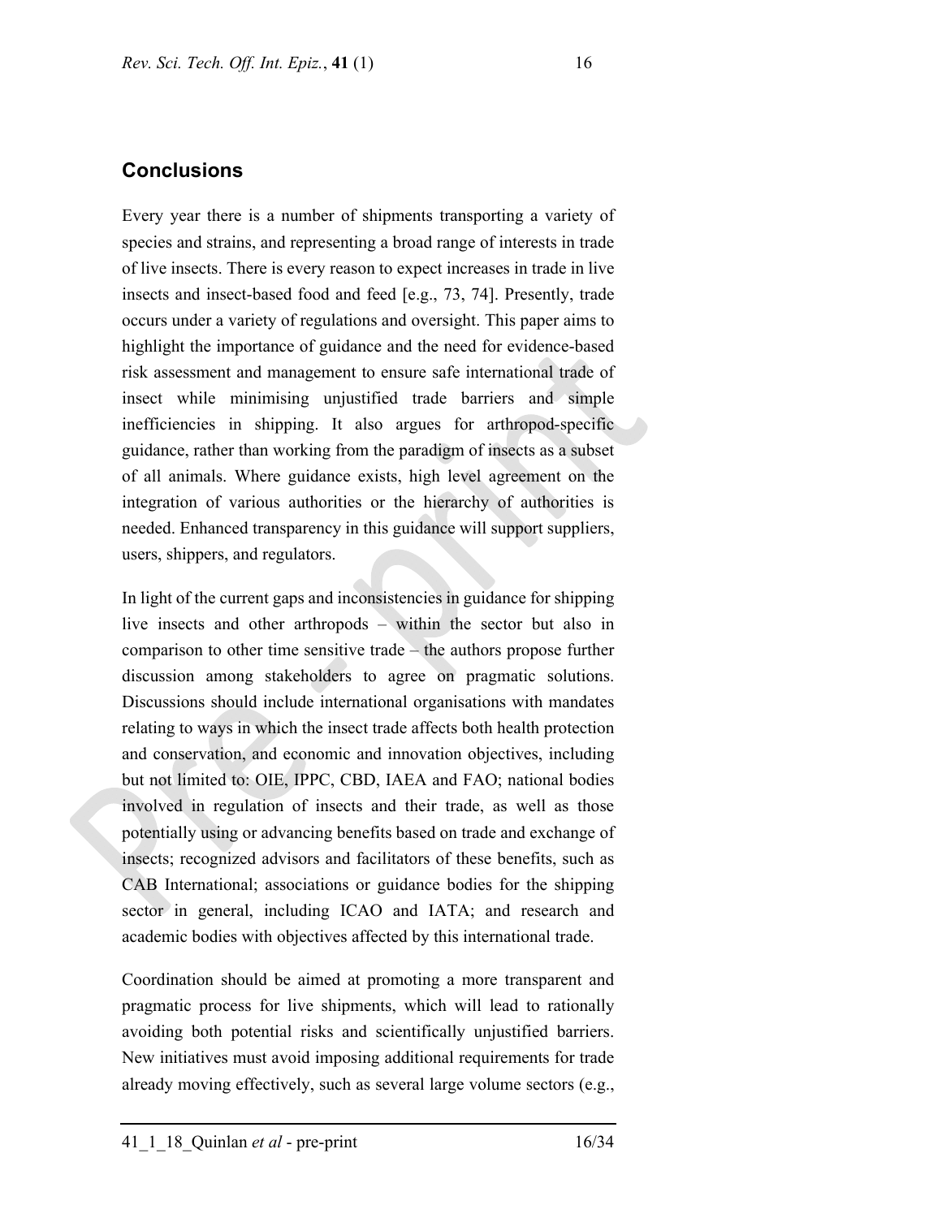## Conclusions

Every year there is a number of shipments transporting a variety of species and strains, and representing a broad range of interests in trade of live insects. There is every reason to expect increases in trade in live insects and insect-based food and feed [e.g., 73, 74]. Presently, trade occurs under a variety of regulations and oversight. This paper aims to highlight the importance of guidance and the need for evidence-based risk assessment and management to ensure safe international trade of insect while minimising unjustified trade barriers and simple inefficiencies in shipping. It also argues for arthropod-specific guidance, rather than working from the paradigm of insects as a subset of all animals. Where guidance exists, high level agreement on the integration of various authorities or the hierarchy of authorities is needed. Enhanced transparency in this guidance will support suppliers, users, shippers, and regulators.

In light of the current gaps and inconsistencies in guidance for shipping live insects and other arthropods – within the sector but also in comparison to other time sensitive trade – the authors propose further discussion among stakeholders to agree on pragmatic solutions. Discussions should include international organisations with mandates relating to ways in which the insect trade affects both health protection and conservation, and economic and innovation objectives, including but not limited to: OIE, IPPC, CBD, IAEA and FAO; national bodies involved in regulation of insects and their trade, as well as those potentially using or advancing benefits based on trade and exchange of insects; recognized advisors and facilitators of these benefits, such as CAB International; associations or guidance bodies for the shipping sector in general, including ICAO and IATA; and research and academic bodies with objectives affected by this international trade.

Coordination should be aimed at promoting a more transparent and pragmatic process for live shipments, which will lead to rationally avoiding both potential risks and scientifically unjustified barriers. New initiatives must avoid imposing additional requirements for trade already moving effectively, such as several large volume sectors (e.g.,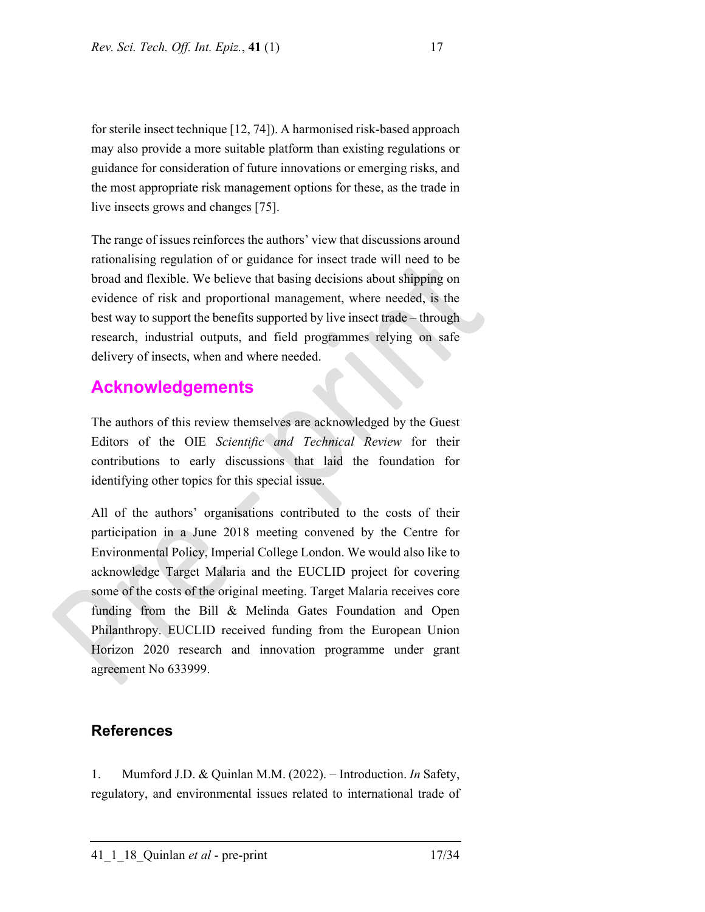for sterile insect technique [12, 74]). A harmonised risk-based approach may also provide a more suitable platform than existing regulations or guidance for consideration of future innovations or emerging risks, and the most appropriate risk management options for these, as the trade in live insects grows and changes [75].

The range of issues reinforces the authors' view that discussions around rationalising regulation of or guidance for insect trade will need to be broad and flexible. We believe that basing decisions about shipping on evidence of risk and proportional management, where needed, is the best way to support the benefits supported by live insect trade – through research, industrial outputs, and field programmes relying on safe delivery of insects, when and where needed.

## Acknowledgements

The authors of this review themselves are acknowledged by the Guest Editors of the OIE *Scientific and Technical Review* for their contributions to early discussions that laid the foundation for identifying other topics for this special issue.

All of the authors' organisations contributed to the costs of their participation in a June 2018 meeting convened by the Centre for Environmental Policy, Imperial College London. We would also like to acknowledge Target Malaria and the EUCLID project for covering some of the costs of the original meeting. Target Malaria receives core funding from the Bill & Melinda Gates Foundation and Open Philanthropy. EUCLID received funding from the European Union Horizon 2020 research and innovation programme under grant agreement No 633999.

## References

1. Mumford J.D. & Quinlan M.M. (2022). – Introduction. *In* Safety, regulatory, and environmental issues related to international trade of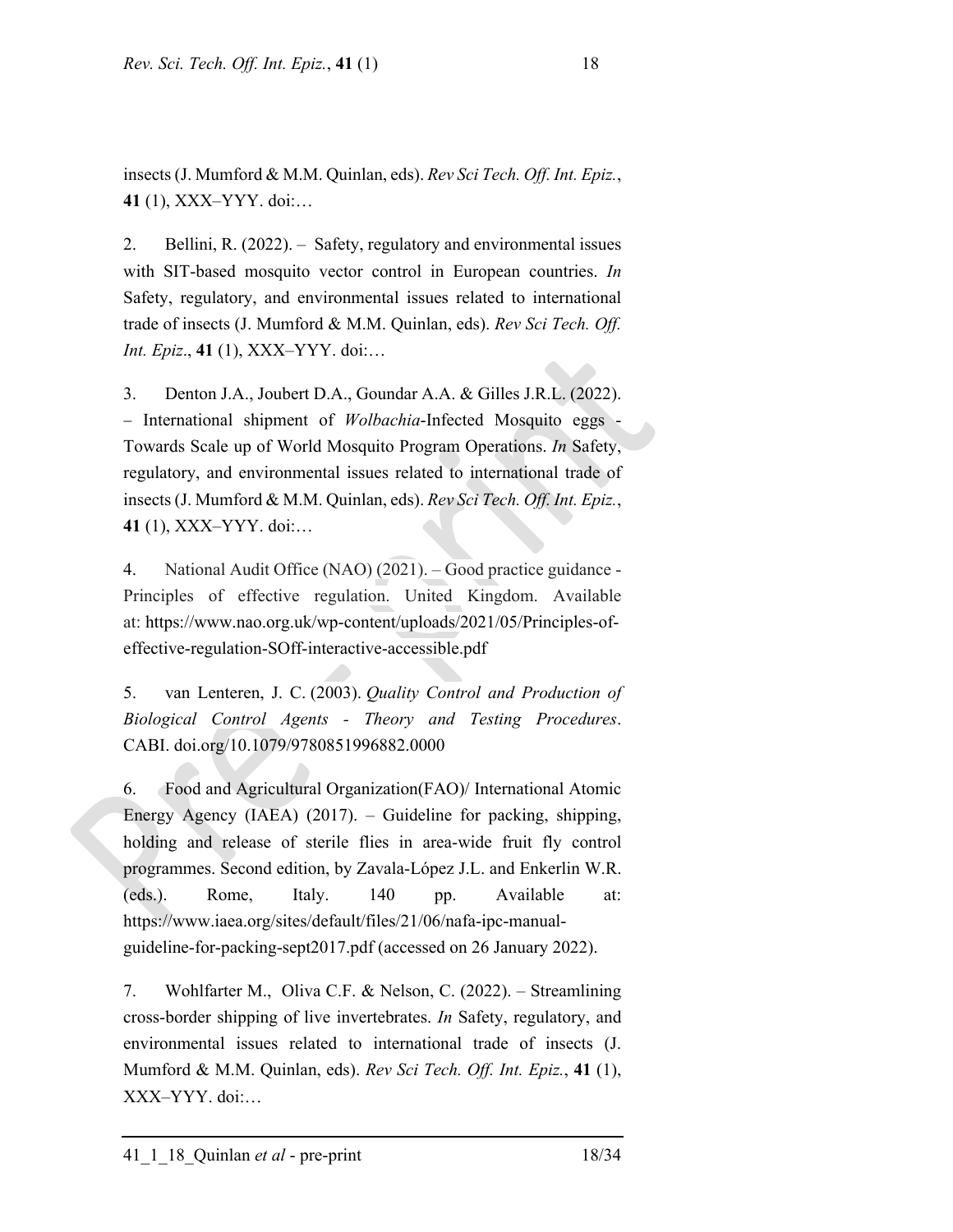insects (J. Mumford & M.M. Quinlan, eds). *Rev Sci Tech. Off. Int. Epiz.*, **41** (1), XXX–YYY. doi:…

2. Bellini, R. (2022). – Safety, regulatory and environmental issues with SIT-based mosquito vector control in European countries. *In* Safety, regulatory, and environmental issues related to international trade of insects (J. Mumford & M.M. Quinlan, eds). *Rev Sci Tech. Off. Int. Epiz*., **41** (1), XXX–YYY. doi:…

3. Denton J.A., Joubert D.A., Goundar A.A. & Gilles J.R.L. (2022). – International shipment of *Wolbachia*-Infected Mosquito eggs - Towards Scale up of World Mosquito Program Operations. *In* Safety, regulatory, and environmental issues related to international trade of insects (J. Mumford & M.M. Quinlan, eds). *Rev Sci Tech. Off. Int. Epiz.*, **41** (1), XXX–YYY. doi:…

4. National Audit Office (NAO) (2021). – Good practice guidance - Principles of effective regulation. United Kingdom. Available at: https://www.nao.org.uk/wp-content/uploads/2021/05/Principles-of-effective-regulation-SOff-interactive-accessible.pdf

5. van Lenteren, J. C. (2003). *Quality Control and Production of Biological Control Agents - Theory and Testing Procedures*. CABI. doi.org/10.1079/9780851996882.0000

6. Food and Agricultural Organization(FAO)/ International Atomic Energy Agency (IAEA) (2017). – Guideline for packing, shipping, holding and release of sterile flies in area-wide fruit fly control programmes. Second edition, by Zavala-López J.L. and Enkerlin W.R. (eds.). Rome, Italy. 140 pp. Available at: https://www.iaea.org/sites/default/files/21/06/nafa-ipc-manual-guideline-for-packing-sept2017.pdf (accessed on 26 January 2022).

7. Wohlfarter M., Oliva C.F. & Nelson, C. (2022). – Streamlining cross-border shipping of live invertebrates. *In* Safety, regulatory, and environmental issues related to international trade of insects (J. Mumford & M.M. Quinlan, eds). *Rev Sci Tech. Off. Int. Epiz.*, **41** (1), XXX–YYY. doi:…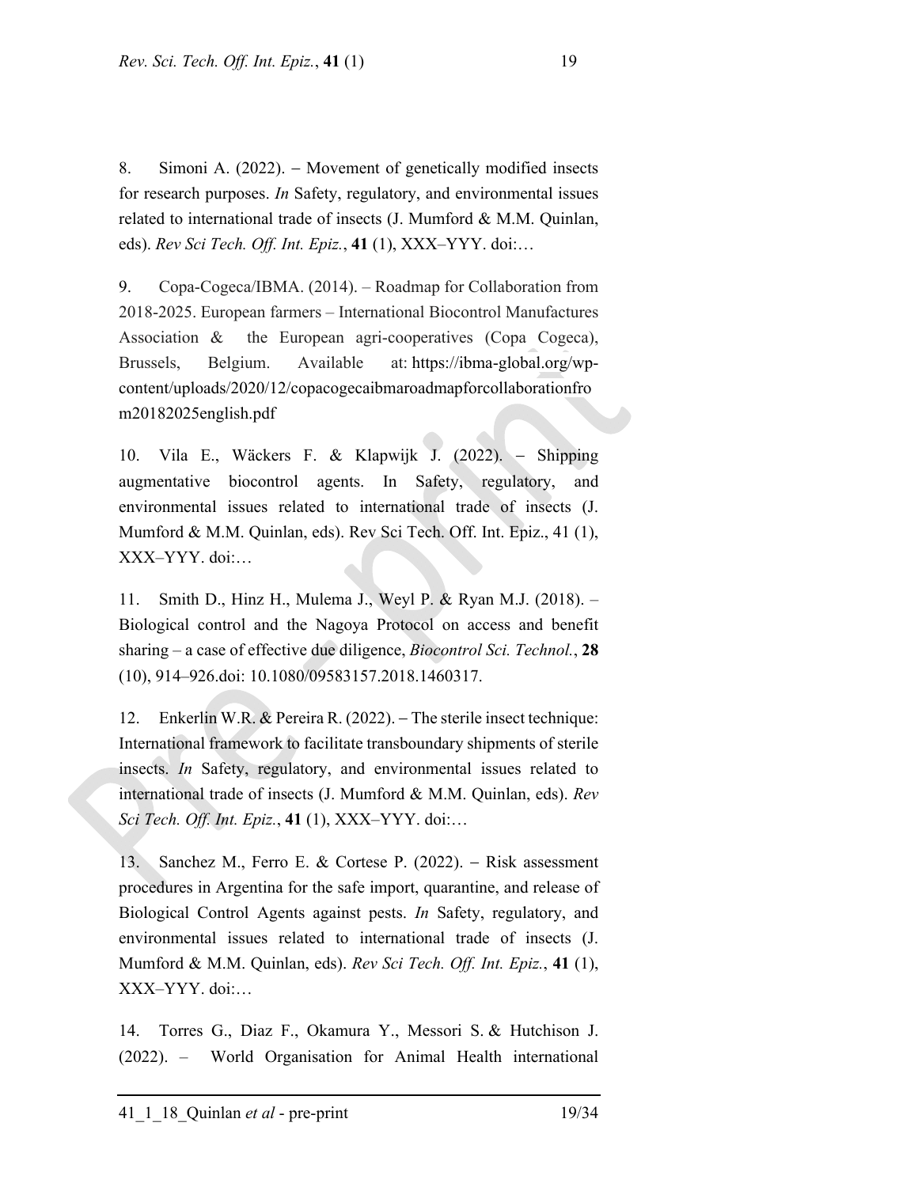8. Simoni A. (2022). – Movement of genetically modified insects for research purposes. *In* Safety, regulatory, and environmental issues related to international trade of insects (J. Mumford & M.M. Quinlan, eds). *Rev Sci Tech. Off. Int. Epiz.*, **41** (1), XXX–YYY. doi:…

9. Copa-Cogeca/IBMA. (2014). – Roadmap for Collaboration from 2018-2025. European farmers – International Biocontrol Manufactures Association & the European agri-cooperatives (Copa Cogeca), Brussels, Belgium. Available at: https://ibma-global.org/wp-content/uploads/2020/12/copacogecaibmaroadmapforcollaborationfrom20182025english.pdf

10. Vila E., Wäckers F. & Klapwijk J. (2022). – Shipping augmentative biocontrol agents. In Safety, regulatory, and environmental issues related to international trade of insects (J. Mumford & M.M. Quinlan, eds). Rev Sci Tech. Off. Int. Epiz., 41 (1), XXX–YYY. doi:…

11. Smith D., Hinz H., Mulema J., Weyl P. & Ryan M.J. (2018). – Biological control and the Nagoya Protocol on access and benefit sharing – a case of effective due diligence, *Biocontrol Sci. Technol.*, **28** (10), 914–926.doi: 10.1080/09583157.2018.1460317.

12. Enkerlin W.R. & Pereira R. (2022). – The sterile insect technique: International framework to facilitate transboundary shipments of sterile insects. *In* Safety, regulatory, and environmental issues related to international trade of insects (J. Mumford & M.M. Quinlan, eds). *Rev Sci Tech. Off. Int. Epiz.*, **41** (1), XXX–YYY. doi:…

13. Sanchez M., Ferro E. & Cortese P. (2022). – Risk assessment procedures in Argentina for the safe import, quarantine, and release of Biological Control Agents against pests. *In* Safety, regulatory, and environmental issues related to international trade of insects (J. Mumford & M.M. Quinlan, eds). *Rev Sci Tech. Off. Int. Epiz.*, **41** (1), XXX–YYY. doi:…

14. Torres G., Diaz F., Okamura Y., Messori S. & Hutchison J. (2022). – World Organisation for Animal Health international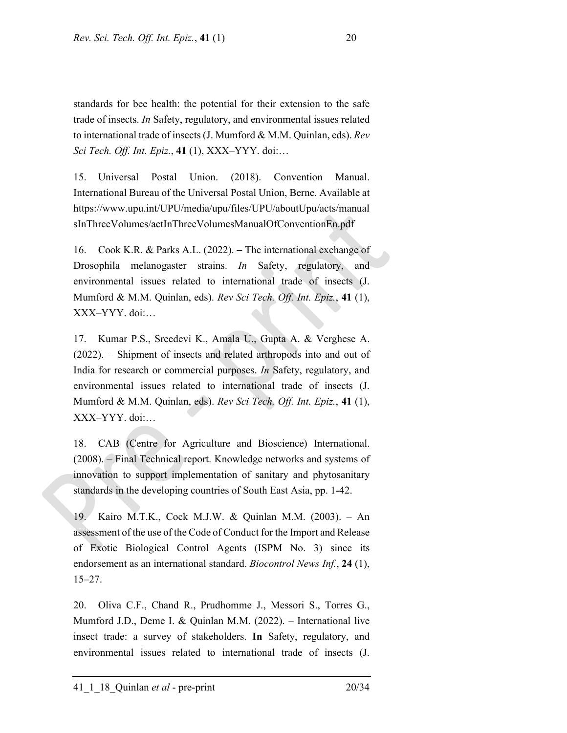standards for bee health: the potential for their extension to the safe trade of insects. *In* Safety, regulatory, and environmental issues related to international trade of insects (J. Mumford & M.M. Quinlan, eds). *Rev Sci Tech. Off. Int. Epiz.*, **41** (1), XXX–YYY. doi:…

15. Universal Postal Union. (2018). Convention Manual. International Bureau of the Universal Postal Union, Berne. Available at https://www.upu.int/UPU/media/upu/files/UPU/aboutUpu/acts/manualsInThreeVolumes/actInThreeVolumesManualOfConventionEn.pdf

16. Cook K.R. & Parks A.L. (2022). – The international exchange of Drosophila melanogaster strains. *In* Safety, regulatory, and environmental issues related to international trade of insects (J. Mumford & M.M. Quinlan, eds). *Rev Sci Tech. Off. Int. Epiz.*, **41** (1), XXX–YYY. doi:…

17. Kumar P.S., Sreedevi K., Amala U., Gupta A. & Verghese A. (2022). – Shipment of insects and related arthropods into and out of India for research or commercial purposes. *In* Safety, regulatory, and environmental issues related to international trade of insects (J. Mumford & M.M. Quinlan, eds). *Rev Sci Tech. Off. Int. Epiz.*, **41** (1), XXX–YYY. doi:…

18. CAB (Centre for Agriculture and Bioscience) International. (2008). – Final Technical report. Knowledge networks and systems of innovation to support implementation of sanitary and phytosanitary standards in the developing countries of South East Asia, pp. 1-42.

19. Kairo M.T.K., Cock M.J.W. & Quinlan M.M. (2003). – An assessment of the use of the Code of Conduct for the Import and Release of Exotic Biological Control Agents (ISPM No. 3) since its endorsement as an international standard. *Biocontrol News Inf.*, **24** (1), 15–27.

20. Oliva C.F., Chand R., Prudhomme J., Messori S., Torres G., Mumford J.D., Deme I. & Quinlan M.M. (2022). – International live insect trade: a survey of stakeholders. **In** Safety, regulatory, and environmental issues related to international trade of insects (J.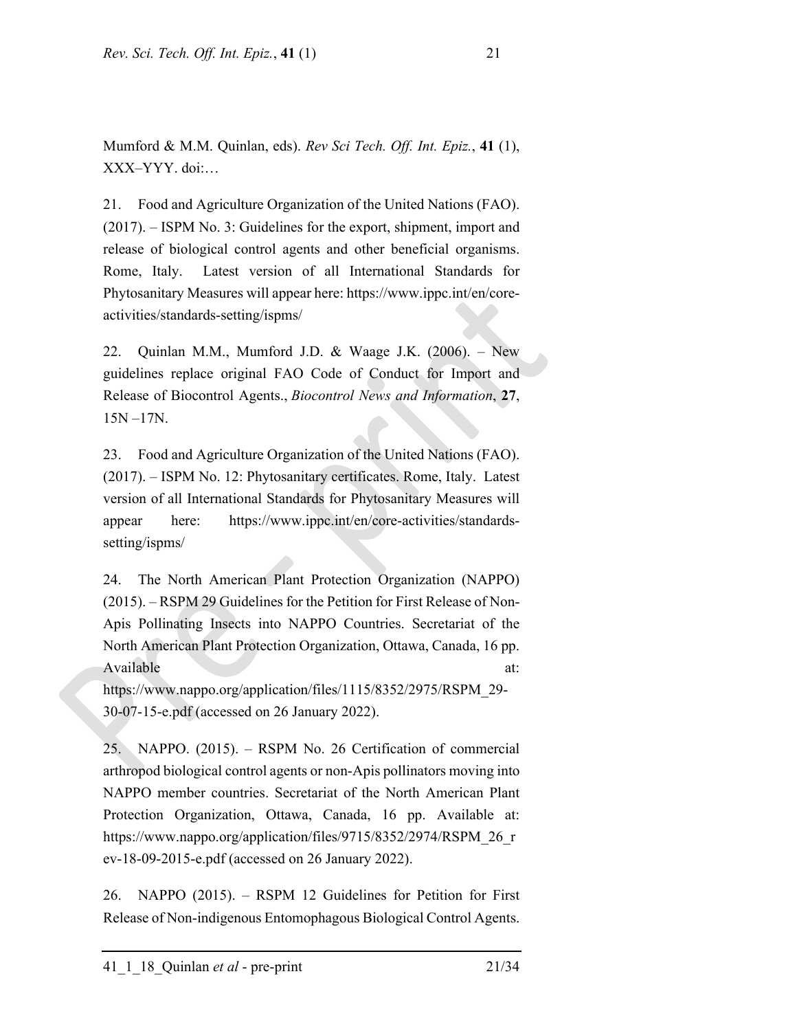Mumford & M.M. Quinlan, eds). *Rev Sci Tech. Off. Int. Epiz.*, **41** (1), XXX–YYY. doi:…

21. Food and Agriculture Organization of the United Nations (FAO). (2017). – ISPM No. 3: Guidelines for the export, shipment, import and release of biological control agents and other beneficial organisms. Rome, Italy. Latest version of all International Standards for Phytosanitary Measures will appear here: https://www.ippc.int/en/core-activities/standards-setting/ispms/

22. Quinlan M.M., Mumford J.D. & Waage J.K. (2006). – New guidelines replace original FAO Code of Conduct for Import and Release of Biocontrol Agents., *Biocontrol News and Information*, **27**, 15N –17N.

23. Food and Agriculture Organization of the United Nations (FAO). (2017). – ISPM No. 12: Phytosanitary certificates. Rome, Italy. Latest version of all International Standards for Phytosanitary Measures will appear here: https://www.ippc.int/en/core-activities/standards-setting/ispms/

24. The North American Plant Protection Organization (NAPPO) (2015). – RSPM 29 Guidelines for the Petition for First Release of Non-Apis Pollinating Insects into NAPPO Countries. Secretariat of the North American Plant Protection Organization, Ottawa, Canada, 16 pp. Available at: https://www.nappo.org/application/files/1115/8352/2975/RSPM_29-30-07-15-e.pdf (accessed on 26 January 2022).

25. NAPPO. (2015). – RSPM No. 26 Certification of commercial arthropod biological control agents or non-Apis pollinators moving into NAPPO member countries. Secretariat of the North American Plant Protection Organization, Ottawa, Canada, 16 pp. Available at: https://www.nappo.org/application/files/9715/8352/2974/RSPM_26_rev-18-09-2015-e.pdf (accessed on 26 January 2022).

26. NAPPO (2015). – RSPM 12 Guidelines for Petition for First Release of Non-indigenous Entomophagous Biological Control Agents.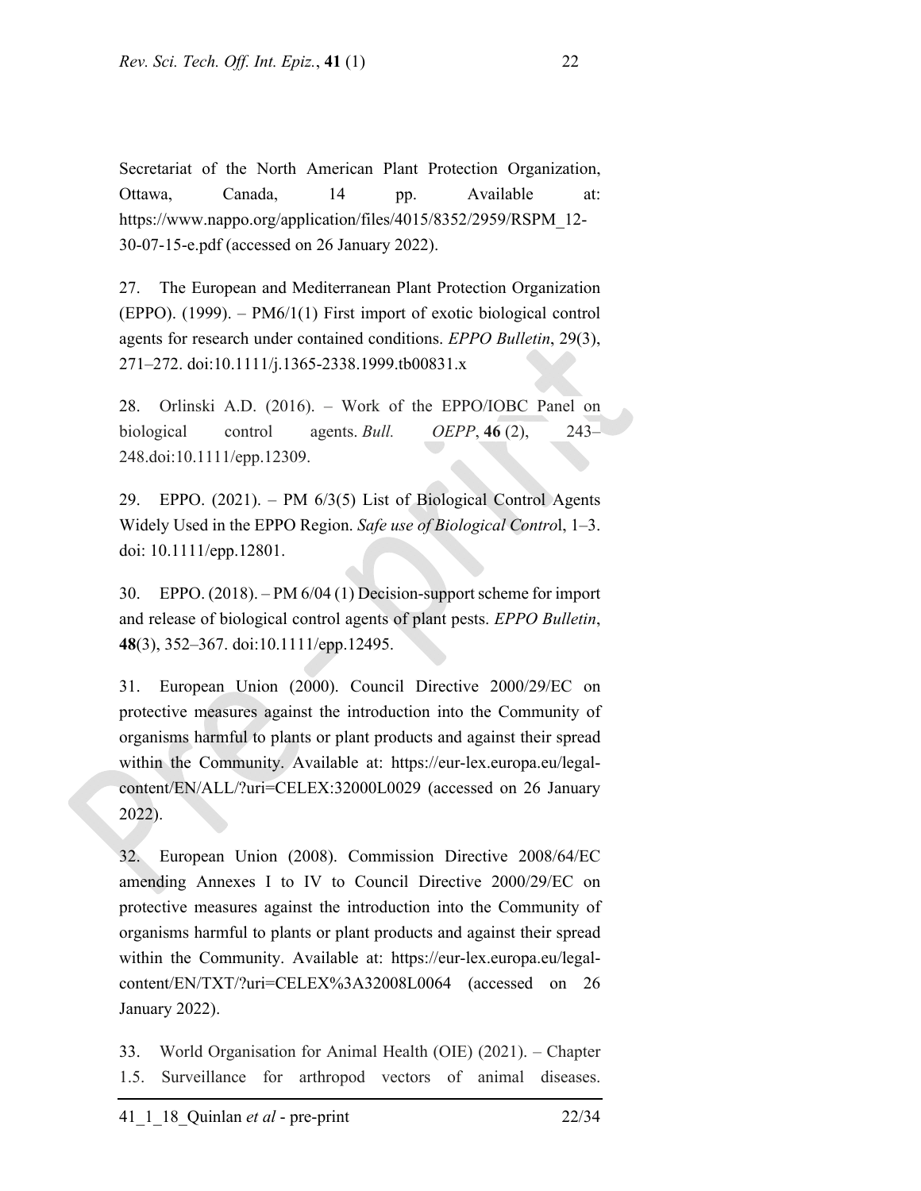Secretariat of the North American Plant Protection Organization, Ottawa, Canada, 14 pp. Available at: https://www.nappo.org/application/files/4015/8352/2959/RSPM_12-30-07-15-e.pdf (accessed on 26 January 2022).

27. The European and Mediterranean Plant Protection Organization (EPPO). (1999). – PM6/1(1) First import of exotic biological control agents for research under contained conditions. *EPPO Bulletin*, 29(3), 271–272. doi:10.1111/j.1365-2338.1999.tb00831.x

28. Orlinski A.D. (2016). – Work of the EPPO/IOBC Panel on biological control agents. *Bull. OEPP*, **46** (2), 243–248.doi:10.1111/epp.12309.

29. EPPO. (2021). – PM 6/3(5) List of Biological Control Agents Widely Used in the EPPO Region. *Safe use of Biological Contro*l, 1–3. doi: 10.1111/epp.12801.

30. EPPO. (2018). – PM 6/04 (1) Decision-support scheme for import and release of biological control agents of plant pests. *EPPO Bulletin*, **48**(3), 352–367. doi:10.1111/epp.12495.

31. European Union (2000). Council Directive 2000/29/EC on protective measures against the introduction into the Community of organisms harmful to plants or plant products and against their spread within the Community. Available at: https://eur-lex.europa.eu/legal-content/EN/ALL/?uri=CELEX:32000L0029 (accessed on 26 January 2022).

32. European Union (2008). Commission Directive 2008/64/EC amending Annexes I to IV to Council Directive 2000/29/EC on protective measures against the introduction into the Community of organisms harmful to plants or plant products and against their spread within the Community. Available at: https://eur-lex.europa.eu/legal-content/EN/TXT/?uri=CELEX%3A32008L0064 (accessed on 26 January 2022).

33. World Organisation for Animal Health (OIE) (2021). – Chapter 1.5. Surveillance for arthropod vectors of animal diseases.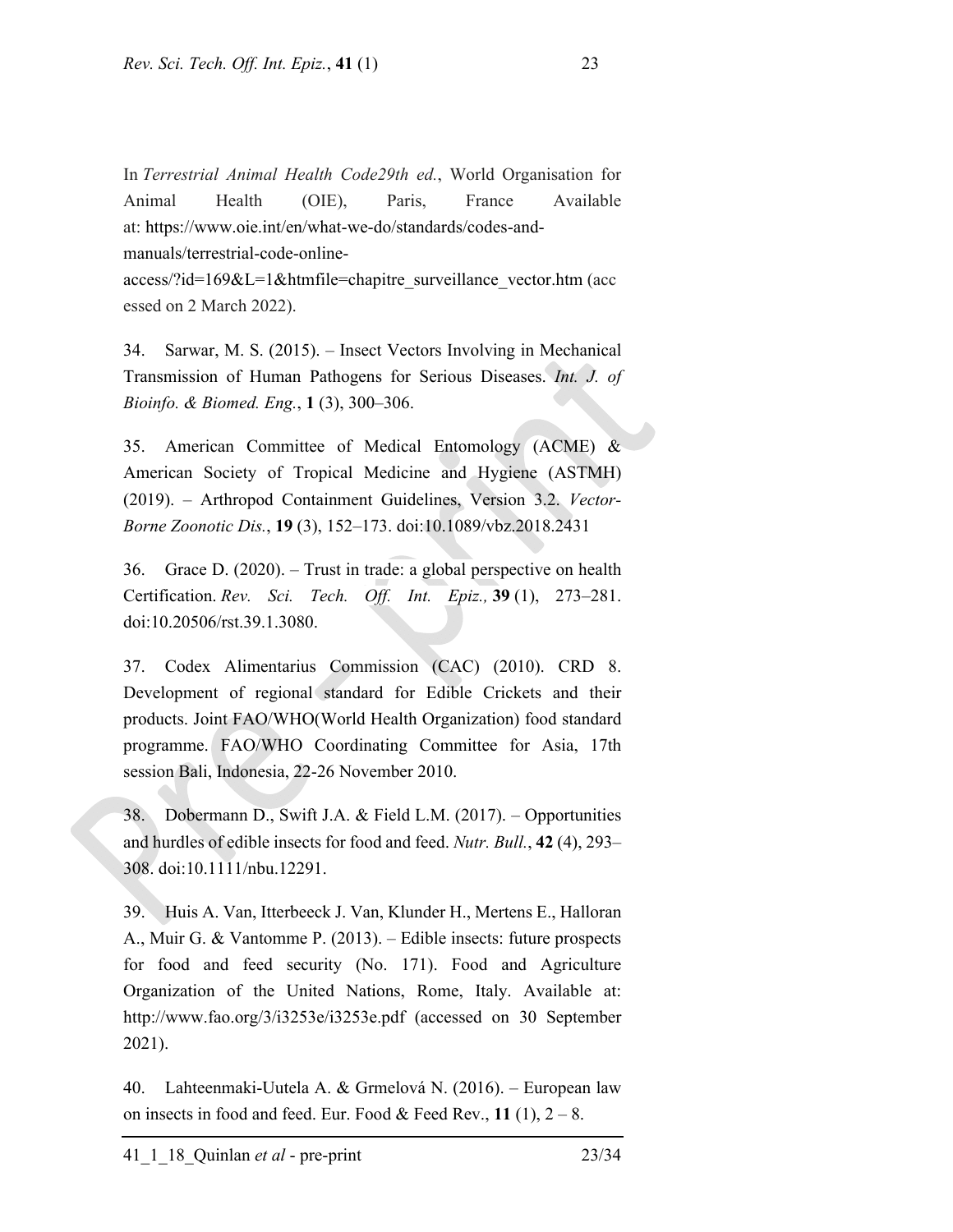In *Terrestrial Animal Health Code29th ed.*, World Organisation for Animal Health (OIE), Paris, France Available at: https://www.oie.int/en/what-we-do/standards/codes-and-manuals/terrestrial-code-online-access/?id=169&L=1&htmfile=chapitre_surveillance_vector.htm (accessed on 2 March 2022).

34. Sarwar, M. S. (2015). – Insect Vectors Involving in Mechanical Transmission of Human Pathogens for Serious Diseases. *Int. J. of Bioinfo. & Biomed. Eng.*, **1** (3), 300–306.

35. American Committee of Medical Entomology (ACME) & American Society of Tropical Medicine and Hygiene (ASTMH) (2019). – Arthropod Containment Guidelines, Version 3.2. *Vector-Borne Zoonotic Dis.*, **19** (3), 152–173. doi:10.1089/vbz.2018.2431

36. Grace D. (2020). – Trust in trade: a global perspective on health Certification. *Rev. Sci. Tech. Off. Int. Epiz.,* **39** (1), 273–281. doi:10.20506/rst.39.1.3080.

37. Codex Alimentarius Commission (CAC) (2010). CRD 8. Development of regional standard for Edible Crickets and their products. Joint FAO/WHO(World Health Organization) food standard programme. FAO/WHO Coordinating Committee for Asia, 17th session Bali, Indonesia, 22-26 November 2010.

38. Dobermann D., Swift J.A. & Field L.M. (2017). – Opportunities and hurdles of edible insects for food and feed. *Nutr. Bull.*, **42** (4), 293–308. doi:10.1111/nbu.12291.

39. Huis A. Van, Itterbeeck J. Van, Klunder H., Mertens E., Halloran A., Muir G. & Vantomme P. (2013). – Edible insects: future prospects for food and feed security (No. 171). Food and Agriculture Organization of the United Nations, Rome, Italy. Available at: http://www.fao.org/3/i3253e/i3253e.pdf (accessed on 30 September 2021).

40. Lahteenmaki-Uutela A. & Grmelová N. (2016). – European law on insects in food and feed. Eur. Food & Feed Rev., **11** (1), 2 – 8.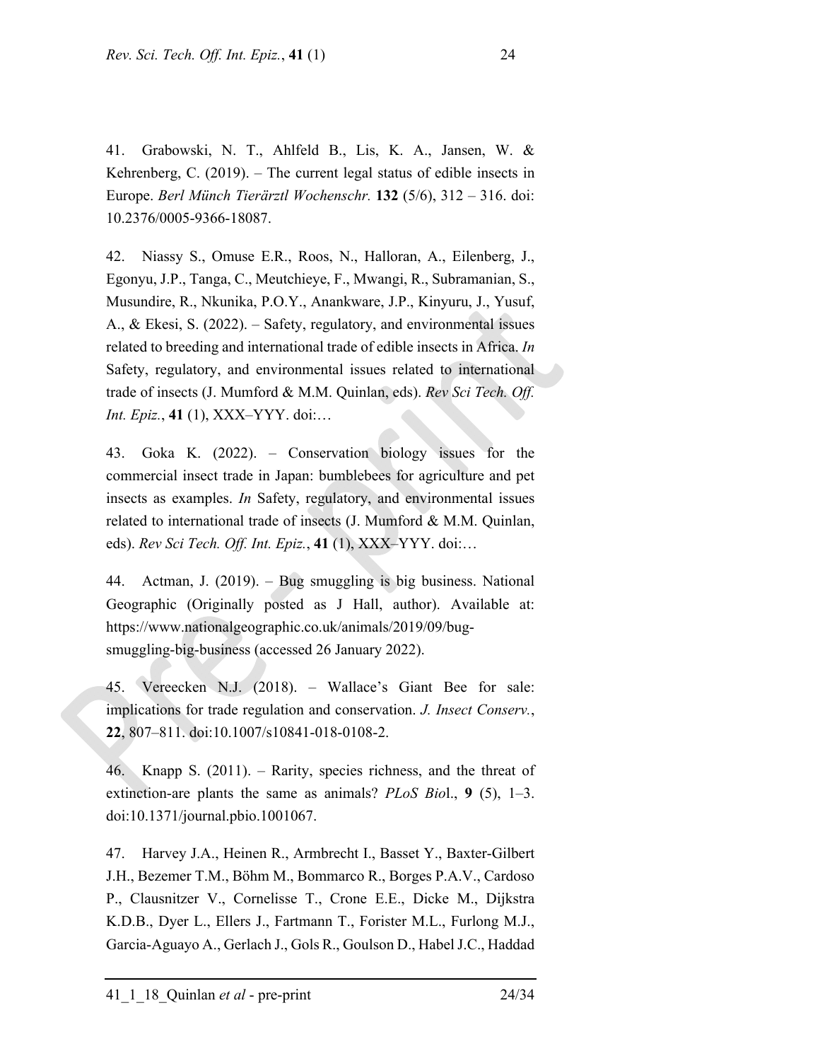41. Grabowski, N. T., Ahlfeld B., Lis, K. A., Jansen, W. & Kehrenberg, C. (2019). – The current legal status of edible insects in Europe. *Berl Münch Tierärztl Wochenschr.* **132** (5/6), 312 – 316. doi: 10.2376/0005-9366-18087.

42. Niassy S., Omuse E.R., Roos, N., Halloran, A., Eilenberg, J., Egonyu, J.P., Tanga, C., Meutchieye, F., Mwangi, R., Subramanian, S., Musundire, R., Nkunika, P.O.Y., Anankware, J.P., Kinyuru, J., Yusuf, A., & Ekesi, S. (2022). – Safety, regulatory, and environmental issues related to breeding and international trade of edible insects in Africa. *In* Safety, regulatory, and environmental issues related to international trade of insects (J. Mumford & M.M. Quinlan, eds). *Rev Sci Tech. Off. Int. Epiz.*, **41** (1), XXX–YYY. doi:…

43. Goka K. (2022). – Conservation biology issues for the commercial insect trade in Japan: bumblebees for agriculture and pet insects as examples. *In* Safety, regulatory, and environmental issues related to international trade of insects (J. Mumford & M.M. Quinlan, eds). *Rev Sci Tech. Off. Int. Epiz.*, **41** (1), XXX–YYY. doi:…

44. Actman, J. (2019). – Bug smuggling is big business. National Geographic (Originally posted as J Hall, author). Available at: https://www.nationalgeographic.co.uk/animals/2019/09/bug-smuggling-big-business (accessed 26 January 2022).

45. Vereecken N.J. (2018). – Wallace's Giant Bee for sale: implications for trade regulation and conservation. *J. Insect Conserv.*, **22**, 807–811. doi:10.1007/s10841-018-0108-2.

46. Knapp S. (2011). – Rarity, species richness, and the threat of extinction-are plants the same as animals? *PLoS Biol*., **9** (5), 1–3. doi:10.1371/journal.pbio.1001067.

47. Harvey J.A., Heinen R., Armbrecht I., Basset Y., Baxter-Gilbert J.H., Bezemer T.M., Böhm M., Bommarco R., Borges P.A.V., Cardoso P., Clausnitzer V., Cornelisse T., Crone E.E., Dicke M., Dijkstra K.D.B., Dyer L., Ellers J., Fartmann T., Forister M.L., Furlong M.J., Garcia-Aguayo A., Gerlach J., Gols R., Goulson D., Habel J.C., Haddad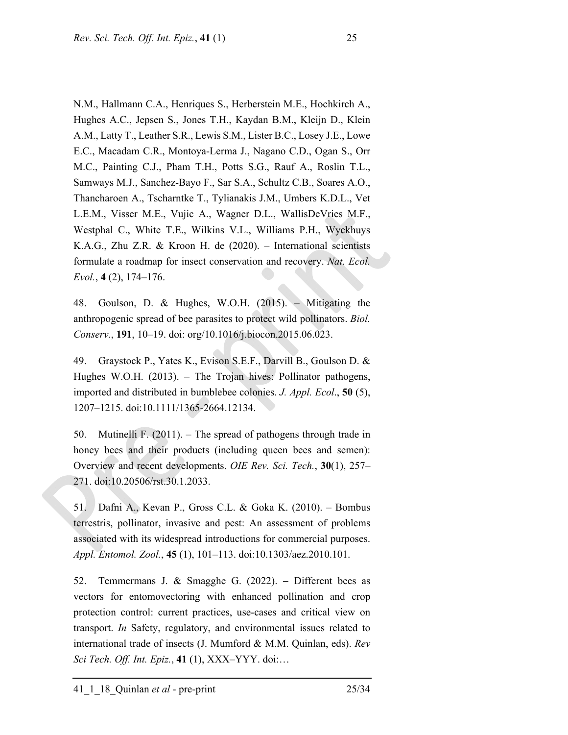N.M., Hallmann C.A., Henriques S., Herberstein M.E., Hochkirch A., Hughes A.C., Jepsen S., Jones T.H., Kaydan B.M., Kleijn D., Klein A.M., Latty T., Leather S.R., Lewis S.M., Lister B.C., Losey J.E., Lowe E.C., Macadam C.R., Montoya-Lerma J., Nagano C.D., Ogan S., Orr M.C., Painting C.J., Pham T.H., Potts S.G., Rauf A., Roslin T.L., Samways M.J., Sanchez-Bayo F., Sar S.A., Schultz C.B., Soares A.O., Thancharoen A., Tscharntke T., Tylianakis J.M., Umbers K.D.L., Vet L.E.M., Visser M.E., Vujic A., Wagner D.L., WallisDeVries M.F., Westphal C., White T.E., Wilkins V.L., Williams P.H., Wyckhuys K.A.G., Zhu Z.R. & Kroon H. de (2020). – International scientists formulate a roadmap for insect conservation and recovery. *Nat. Ecol. Evol.*, **4** (2), 174–176.

48. Goulson, D. & Hughes, W.O.H. (2015). – Mitigating the anthropogenic spread of bee parasites to protect wild pollinators. *Biol. Conserv.*, **191**, 10–19. doi: org/10.1016/j.biocon.2015.06.023.

49. Graystock P., Yates K., Evison S.E.F., Darvill B., Goulson D. & Hughes W.O.H. (2013). – The Trojan hives: Pollinator pathogens, imported and distributed in bumblebee colonies. *J. Appl. Ecol*., **50** (5), 1207–1215. doi:10.1111/1365-2664.12134.

50. Mutinelli F. (2011). – The spread of pathogens through trade in honey bees and their products (including queen bees and semen): Overview and recent developments. *OIE Rev. Sci. Tech.*, **30**(1), 257–271. doi:10.20506/rst.30.1.2033.

51. Dafni A., Kevan P., Gross C.L. & Goka K. (2010). – Bombus terrestris, pollinator, invasive and pest: An assessment of problems associated with its widespread introductions for commercial purposes. *Appl. Entomol. Zool.*, **45** (1), 101–113. doi:10.1303/aez.2010.101.

52. Temmermans J. & Smagghe G. (2022). – Different bees as vectors for entomovectoring with enhanced pollination and crop protection control: current practices, use-cases and critical view on transport. *In* Safety, regulatory, and environmental issues related to international trade of insects (J. Mumford & M.M. Quinlan, eds). *Rev Sci Tech. Off. Int. Epiz.*, **41** (1), XXX–YYY. doi:…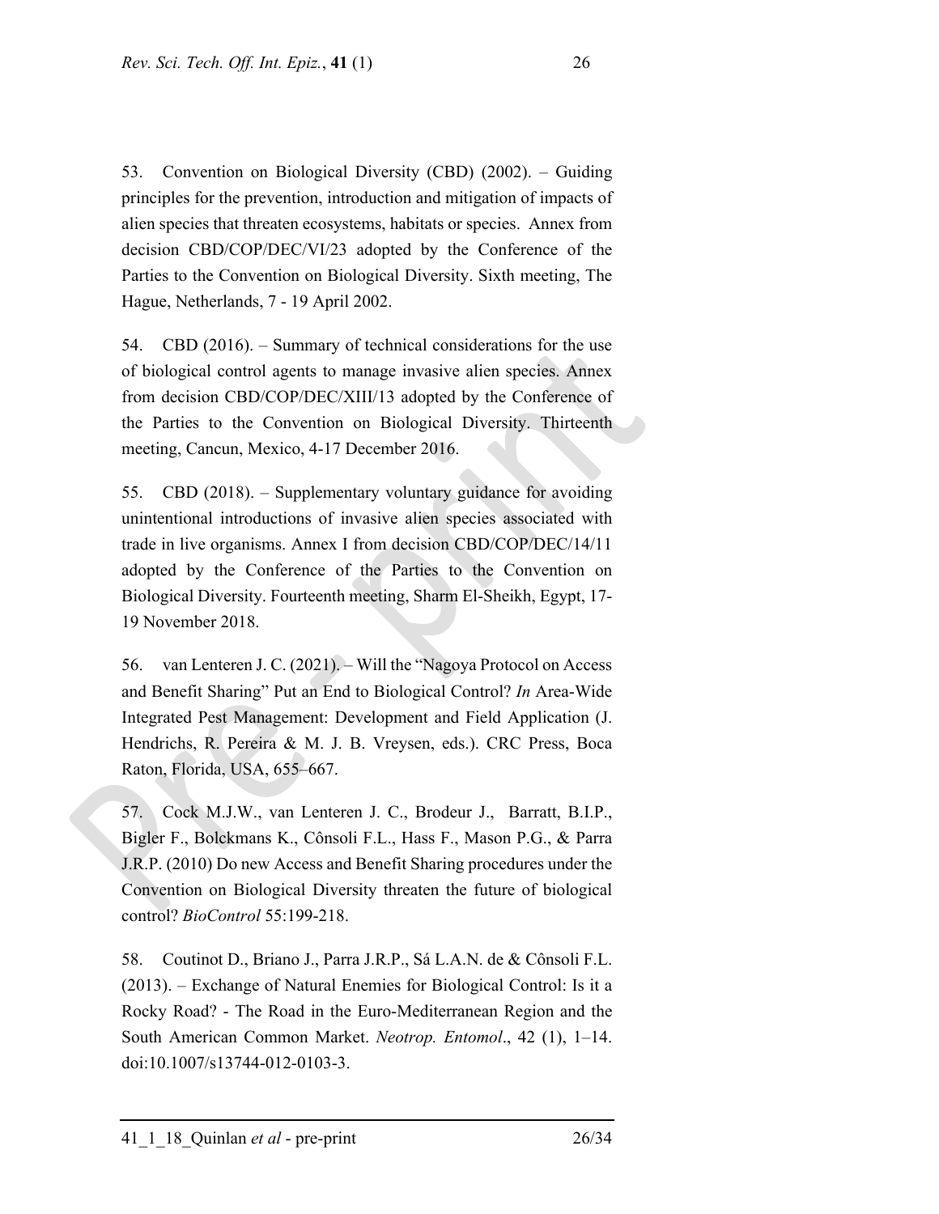53. Convention on Biological Diversity (CBD) (2002). – Guiding principles for the prevention, introduction and mitigation of impacts of alien species that threaten ecosystems, habitats or species. Annex from decision CBD/COP/DEC/VI/23 adopted by the Conference of the Parties to the Convention on Biological Diversity. Sixth meeting, The Hague, Netherlands, 7 - 19 April 2002.

54. CBD (2016). – Summary of technical considerations for the use of biological control agents to manage invasive alien species. Annex from decision CBD/COP/DEC/XIII/13 adopted by the Conference of the Parties to the Convention on Biological Diversity. Thirteenth meeting, Cancun, Mexico, 4-17 December 2016.

55. CBD (2018). – Supplementary voluntary guidance for avoiding unintentional introductions of invasive alien species associated with trade in live organisms. Annex I from decision CBD/COP/DEC/14/11 adopted by the Conference of the Parties to the Convention on Biological Diversity. Fourteenth meeting, Sharm El-Sheikh, Egypt, 17-19 November 2018.

56. van Lenteren J. C. (2021). – Will the "Nagoya Protocol on Access and Benefit Sharing" Put an End to Biological Control? *In* Area-Wide Integrated Pest Management: Development and Field Application (J. Hendrichs, R. Pereira & M. J. B. Vreysen, eds.). CRC Press, Boca Raton, Florida, USA, 655–667.

57. Cock M.J.W., van Lenteren J. C., Brodeur J., Barratt, B.I.P., Bigler F., Bolckmans K., Cônsoli F.L., Hass F., Mason P.G., & Parra J.R.P. (2010) Do new Access and Benefit Sharing procedures under the Convention on Biological Diversity threaten the future of biological control? *BioControl* 55:199-218.

58. Coutinot D., Briano J., Parra J.R.P., Sá L.A.N. de & Cônsoli F.L. (2013). – Exchange of Natural Enemies for Biological Control: Is it a Rocky Road? - The Road in the Euro-Mediterranean Region and the South American Common Market. *Neotrop. Entomol*., 42 (1), 1–14. doi:10.1007/s13744-012-0103-3.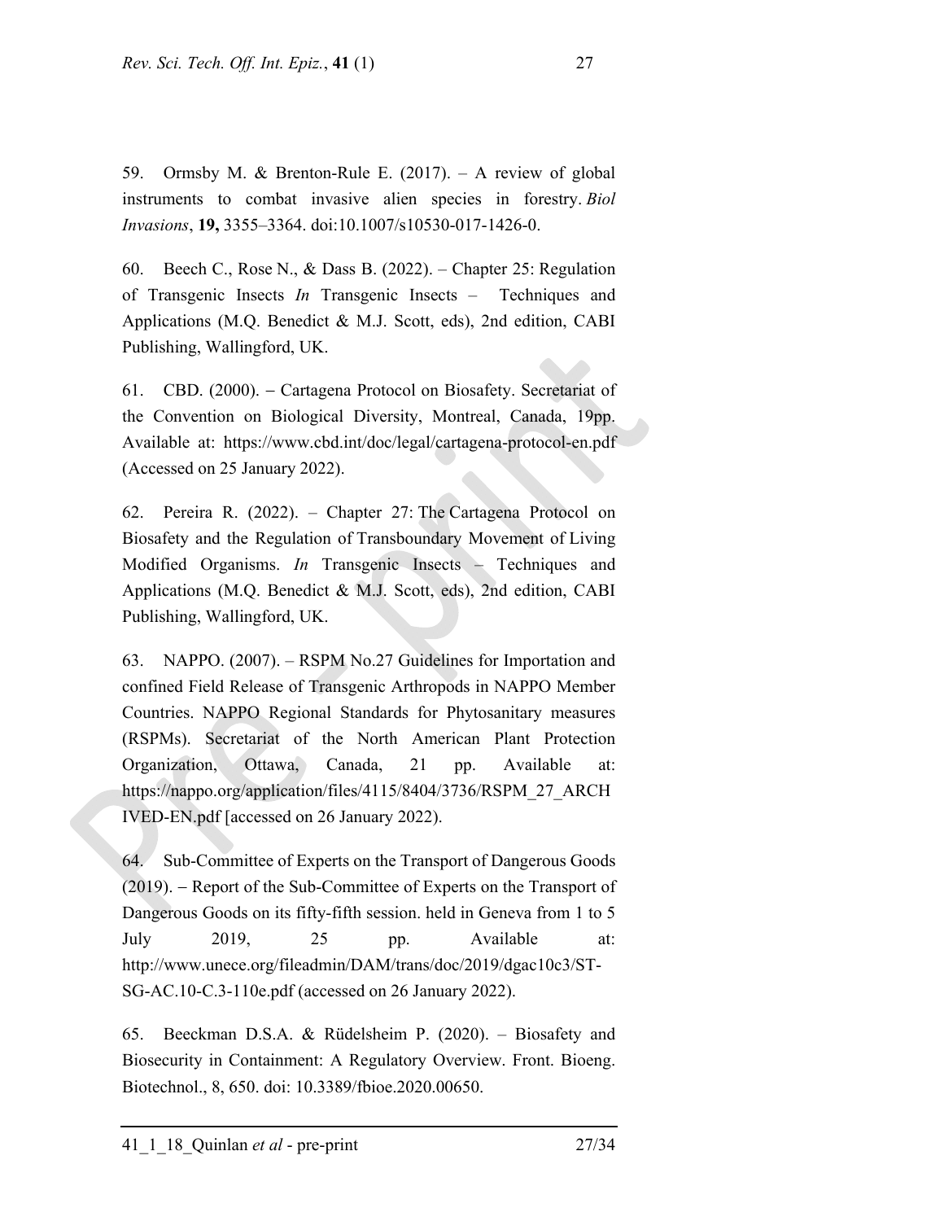59. Ormsby M. & Brenton-Rule E. (2017). – A review of global instruments to combat invasive alien species in forestry. *Biol Invasions*, **19,** 3355–3364. doi:10.1007/s10530-017-1426-0.

60. Beech C., Rose N., & Dass B. (2022). – Chapter 25: Regulation of Transgenic Insects *In* Transgenic Insects – Techniques and Applications (M.Q. Benedict & M.J. Scott, eds), 2nd edition, CABI Publishing, Wallingford, UK.

61. CBD. (2000). – Cartagena Protocol on Biosafety. Secretariat of the Convention on Biological Diversity, Montreal, Canada, 19pp. Available at: https://www.cbd.int/doc/legal/cartagena-protocol-en.pdf (Accessed on 25 January 2022).

62. Pereira R. (2022). – Chapter 27: The Cartagena Protocol on Biosafety and the Regulation of Transboundary Movement of Living Modified Organisms. *In* Transgenic Insects – Techniques and Applications (M.Q. Benedict & M.J. Scott, eds), 2nd edition, CABI Publishing, Wallingford, UK.

63. NAPPO. (2007). – RSPM No.27 Guidelines for Importation and confined Field Release of Transgenic Arthropods in NAPPO Member Countries. NAPPO Regional Standards for Phytosanitary measures (RSPMs). Secretariat of the North American Plant Protection Organization, Ottawa, Canada, 21 pp. Available at: https://nappo.org/application/files/4115/8404/3736/RSPM_27_ARCHIVED-EN.pdf [accessed on 26 January 2022).

64. Sub-Committee of Experts on the Transport of Dangerous Goods (2019). – Report of the Sub-Committee of Experts on the Transport of Dangerous Goods on its fifty-fifth session. held in Geneva from 1 to 5 July 2019, 25 pp. Available at: http://www.unece.org/fileadmin/DAM/trans/doc/2019/dgac10c3/ST-SG-AC.10-C.3-110e.pdf (accessed on 26 January 2022).

65. Beeckman D.S.A. & Rüdelsheim P. (2020). – Biosafety and Biosecurity in Containment: A Regulatory Overview. Front. Bioeng. Biotechnol., 8, 650. doi: 10.3389/fbioe.2020.00650.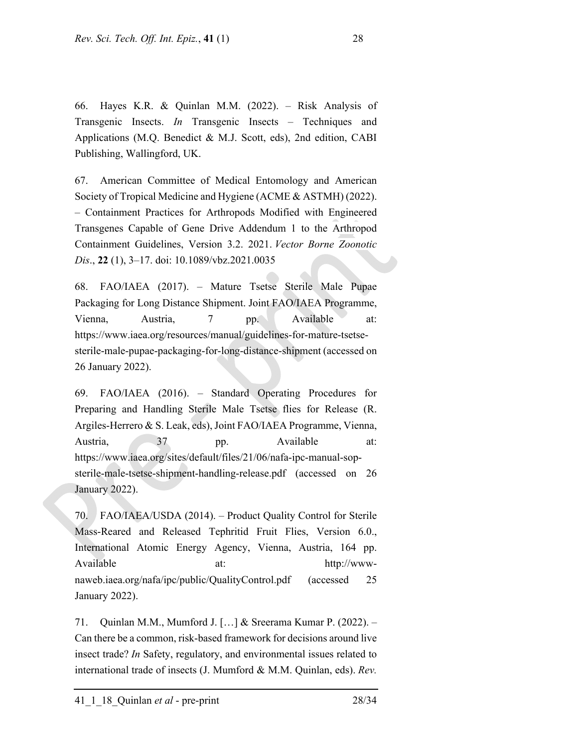66. Hayes K.R. & Quinlan M.M. (2022). – Risk Analysis of Transgenic Insects. *In* Transgenic Insects – Techniques and Applications (M.Q. Benedict & M.J. Scott, eds), 2nd edition, CABI Publishing, Wallingford, UK.

67. American Committee of Medical Entomology and American Society of Tropical Medicine and Hygiene (ACME & ASTMH) (2022). – Containment Practices for Arthropods Modified with Engineered Transgenes Capable of Gene Drive Addendum 1 to the Arthropod Containment Guidelines, Version 3.2. 2021. *Vector Borne Zoonotic Dis*., **22** (1), 3–17. doi: 10.1089/vbz.2021.0035

68. FAO/IAEA (2017). – Mature Tsetse Sterile Male Pupae Packaging for Long Distance Shipment. Joint FAO/IAEA Programme, Vienna, Austria, 7 pp. Available at: https://www.iaea.org/resources/manual/guidelines-for-mature-tsetse-sterile-male-pupae-packaging-for-long-distance-shipment (accessed on 26 January 2022).

69. FAO/IAEA (2016). – Standard Operating Procedures for Preparing and Handling Sterile Male Tsetse flies for Release (R. Argiles-Herrero & S. Leak, eds), Joint FAO/IAEA Programme, Vienna, Austria, 37 pp. Available at: https://www.iaea.org/sites/default/files/21/06/nafa-ipc-manual-sop-sterile-male-tsetse-shipment-handling-release.pdf (accessed on 26 January 2022).

70. FAO/IAEA/USDA (2014). – Product Quality Control for Sterile Mass-Reared and Released Tephritid Fruit Flies, Version 6.0., International Atomic Energy Agency, Vienna, Austria, 164 pp. Available at: http://www-naweb.iaea.org/nafa/ipc/public/QualityControl.pdf (accessed 25 January 2022).

71. Quinlan M.M., Mumford J. […] & Sreerama Kumar P. (2022). – Can there be a common, risk-based framework for decisions around live insect trade? *In* Safety, regulatory, and environmental issues related to international trade of insects (J. Mumford & M.M. Quinlan, eds). *Rev.*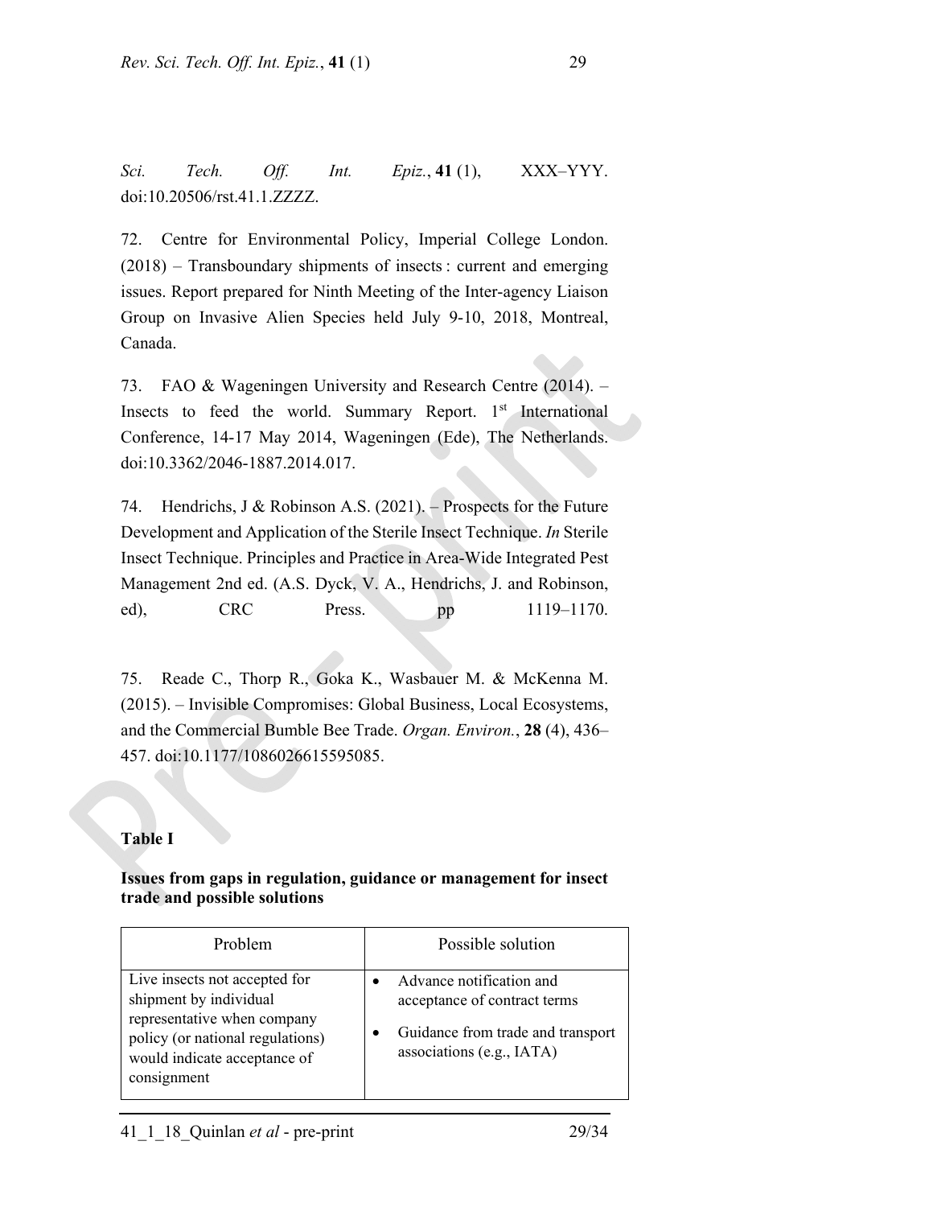*Sci. Tech. Off. Int. Epiz.*, **41** (1), XXX–YYY. doi:10.20506/rst.41.1.ZZZZ.

72. Centre for Environmental Policy, Imperial College London. (2018) – Transboundary shipments of insects : current and emerging issues. Report prepared for Ninth Meeting of the Inter-agency Liaison Group on Invasive Alien Species held July 9-10, 2018, Montreal, Canada.

73. FAO & Wageningen University and Research Centre (2014). – Insects to feed the world. Summary Report. 1st International Conference, 14-17 May 2014, Wageningen (Ede), The Netherlands. doi:10.3362/2046-1887.2014.017.

74. Hendrichs, J & Robinson A.S. (2021). – Prospects for the Future Development and Application of the Sterile Insect Technique. *In* Sterile Insect Technique. Principles and Practice in Area-Wide Integrated Pest Management 2nd ed. (A.S. Dyck, V. A., Hendrichs, J. and Robinson, ed), CRC Press. pp 1119–1170.

75. Reade C., Thorp R., Goka K., Wasbauer M. & McKenna M. (2015). – Invisible Compromises: Global Business, Local Ecosystems, and the Commercial Bumble Bee Trade. *Organ. Environ.*, **28** (4), 436–457. doi:10.1177/1086026615595085.

**Table I**

**Issues from gaps in regulation, guidance or management for insect trade and possible solutions**

| Problem | Possible solution |
| --- | --- |
| Live insects not accepted for shipment by individual representative when company policy (or national regulations) would indicate acceptance of consignment | • Advance notification and acceptance of contract terms<br>• Guidance from trade and transport associations (e.g., IATA) |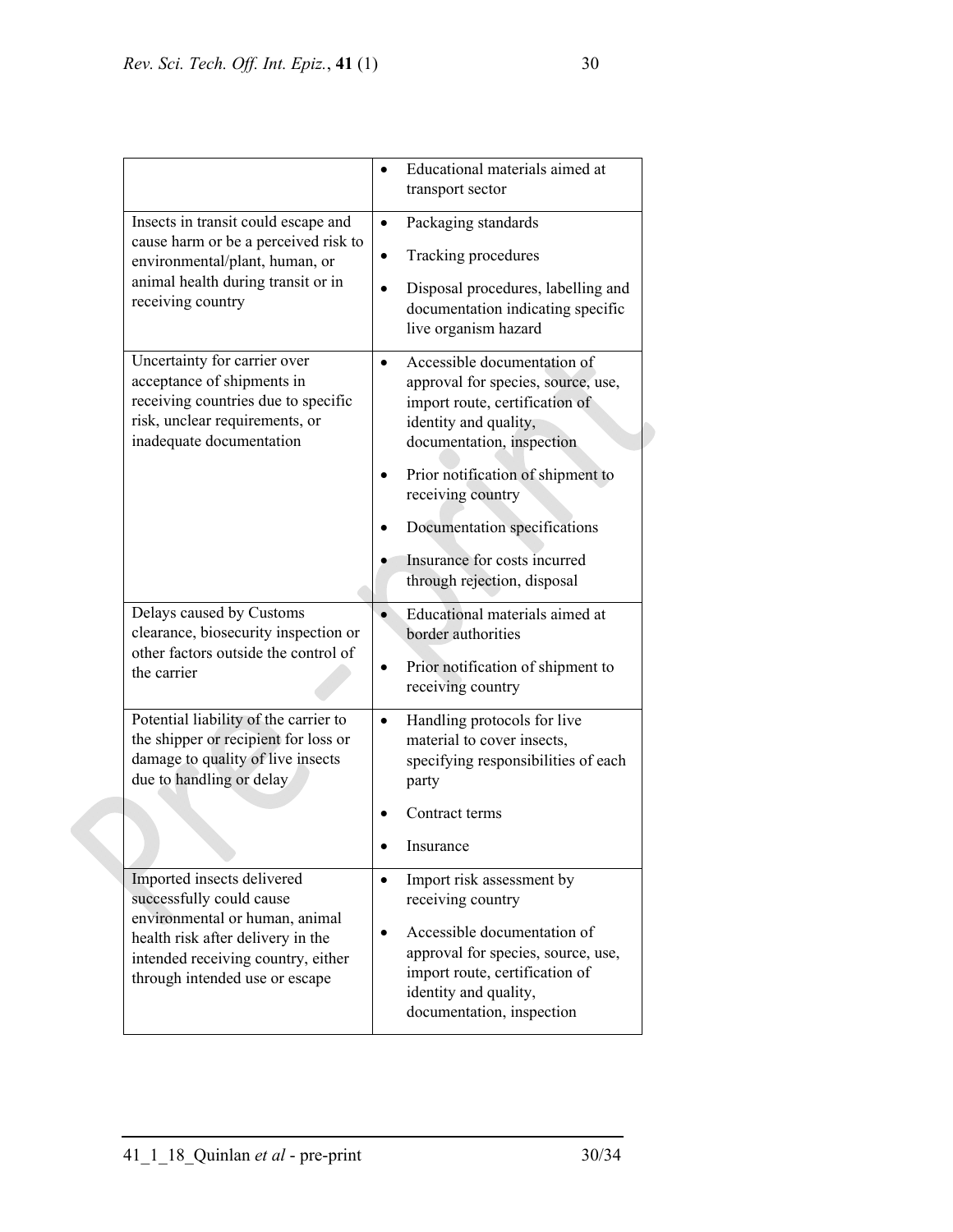| | |
|---|---|
| | • Educational materials aimed at transport sector |
| Insects in transit could escape and cause harm or be a perceived risk to environmental/plant, human, or animal health during transit or in receiving country | • Packaging standards<br>• Tracking procedures<br>• Disposal procedures, labelling and documentation indicating specific live organism hazard |
| Uncertainty for carrier over acceptance of shipments in receiving countries due to specific risk, unclear requirements, or inadequate documentation | • Accessible documentation of approval for species, source, use, import route, certification of identity and quality, documentation, inspection<br>• Prior notification of shipment to receiving country<br>• Documentation specifications<br>• Insurance for costs incurred through rejection, disposal |
| Delays caused by Customs clearance, biosecurity inspection or other factors outside the control of the carrier | • Educational materials aimed at border authorities<br>• Prior notification of shipment to receiving country |
| Potential liability of the carrier to the shipper or recipient for loss or damage to quality of live insects due to handling or delay | • Handling protocols for live material to cover insects, specifying responsibilities of each party<br>• Contract terms<br>• Insurance |
| Imported insects delivered successfully could cause environmental or human, animal health risk after delivery in the intended receiving country, either through intended use or escape | • Import risk assessment by receiving country<br>• Accessible documentation of approval for species, source, use, import route, certification of identity and quality, documentation, inspection |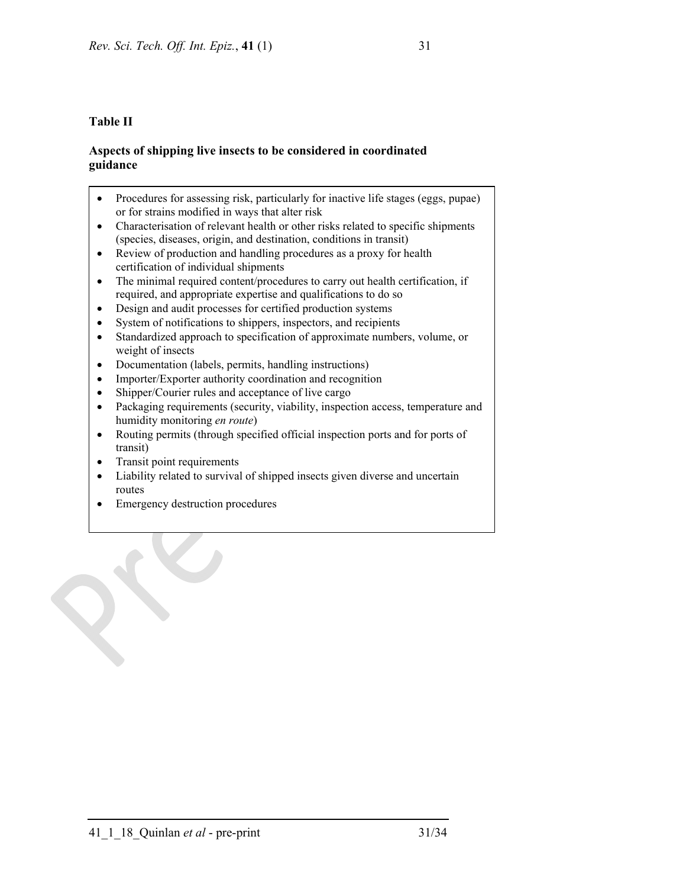**Table II**

**Aspects of shipping live insects to be considered in coordinated guidance**

- Procedures for assessing risk, particularly for inactive life stages (eggs, pupae) or for strains modified in ways that alter risk
- Characterisation of relevant health or other risks related to specific shipments (species, diseases, origin, and destination, conditions in transit)
- Review of production and handling procedures as a proxy for health certification of individual shipments
- The minimal required content/procedures to carry out health certification, if required, and appropriate expertise and qualifications to do so
- Design and audit processes for certified production systems
- System of notifications to shippers, inspectors, and recipients
- Standardized approach to specification of approximate numbers, volume, or weight of insects
- Documentation (labels, permits, handling instructions)
- Importer/Exporter authority coordination and recognition
- Shipper/Courier rules and acceptance of live cargo
- Packaging requirements (security, viability, inspection access, temperature and humidity monitoring *en route*)
- Routing permits (through specified official inspection ports and for ports of transit)
- Transit point requirements
- Liability related to survival of shipped insects given diverse and uncertain routes
- Emergency destruction procedures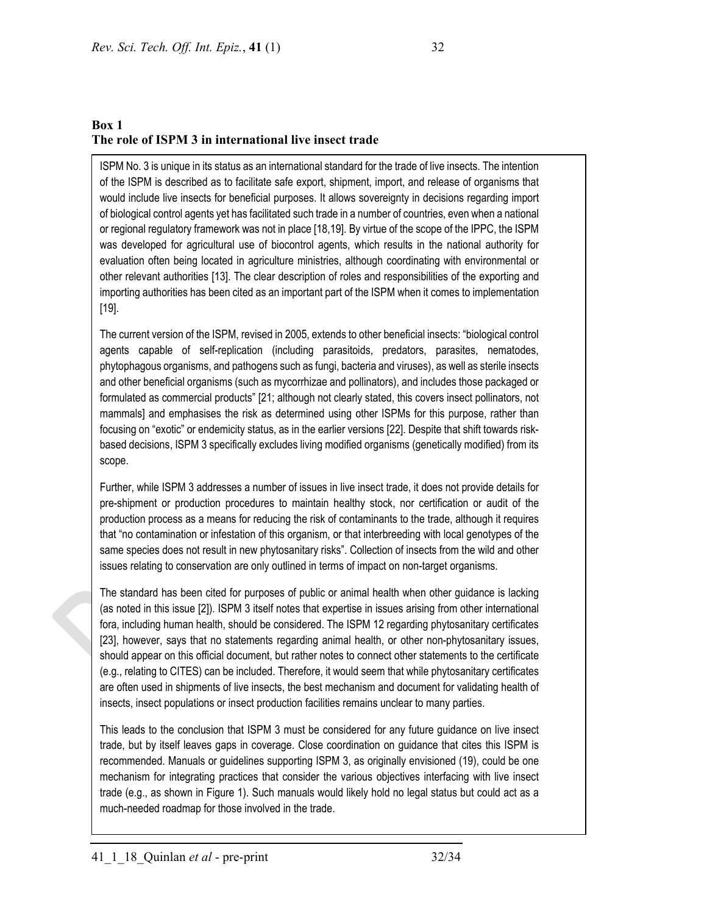**Box 1**
**The role of ISPM 3 in international live insect trade**

ISPM No. 3 is unique in its status as an international standard for the trade of live insects. The intention of the ISPM is described as to facilitate safe export, shipment, import, and release of organisms that would include live insects for beneficial purposes. It allows sovereignty in decisions regarding import of biological control agents yet has facilitated such trade in a number of countries, even when a national or regional regulatory framework was not in place [18,19]. By virtue of the scope of the IPPC, the ISPM was developed for agricultural use of biocontrol agents, which results in the national authority for evaluation often being located in agriculture ministries, although coordinating with environmental or other relevant authorities [13]. The clear description of roles and responsibilities of the exporting and importing authorities has been cited as an important part of the ISPM when it comes to implementation [19].

The current version of the ISPM, revised in 2005, extends to other beneficial insects: "biological control agents capable of self-replication (including parasitoids, predators, parasites, nematodes, phytophagous organisms, and pathogens such as fungi, bacteria and viruses), as well as sterile insects and other beneficial organisms (such as mycorrhizae and pollinators), and includes those packaged or formulated as commercial products" [21; although not clearly stated, this covers insect pollinators, not mammals] and emphasises the risk as determined using other ISPMs for this purpose, rather than focusing on "exotic" or endemicity status, as in the earlier versions [22]. Despite that shift towards risk-based decisions, ISPM 3 specifically excludes living modified organisms (genetically modified) from its scope.

Further, while ISPM 3 addresses a number of issues in live insect trade, it does not provide details for pre-shipment or production procedures to maintain healthy stock, nor certification or audit of the production process as a means for reducing the risk of contaminants to the trade, although it requires that "no contamination or infestation of this organism, or that interbreeding with local genotypes of the same species does not result in new phytosanitary risks". Collection of insects from the wild and other issues relating to conservation are only outlined in terms of impact on non-target organisms.

The standard has been cited for purposes of public or animal health when other guidance is lacking (as noted in this issue [2]). ISPM 3 itself notes that expertise in issues arising from other international fora, including human health, should be considered. The ISPM 12 regarding phytosanitary certificates [23], however, says that no statements regarding animal health, or other non-phytosanitary issues, should appear on this official document, but rather notes to connect other statements to the certificate (e.g., relating to CITES) can be included. Therefore, it would seem that while phytosanitary certificates are often used in shipments of live insects, the best mechanism and document for validating health of insects, insect populations or insect production facilities remains unclear to many parties.

This leads to the conclusion that ISPM 3 must be considered for any future guidance on live insect trade, but by itself leaves gaps in coverage. Close coordination on guidance that cites this ISPM is recommended. Manuals or guidelines supporting ISPM 3, as originally envisioned (19), could be one mechanism for integrating practices that consider the various objectives interfacing with live insect trade (e.g., as shown in Figure 1). Such manuals would likely hold no legal status but could act as a much-needed roadmap for those involved in the trade.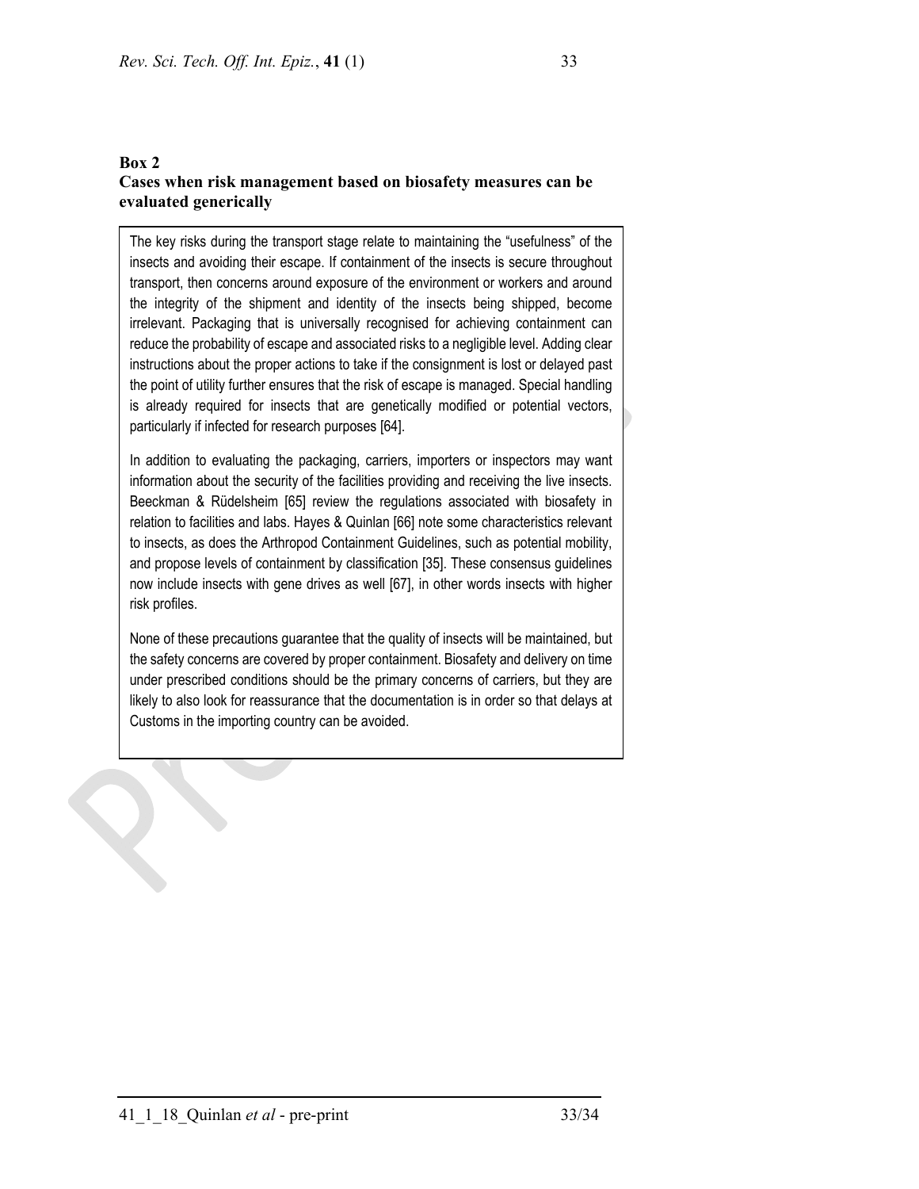**Box 2**
**Cases when risk management based on biosafety measures can be evaluated generically**

The key risks during the transport stage relate to maintaining the "usefulness" of the insects and avoiding their escape. If containment of the insects is secure throughout transport, then concerns around exposure of the environment or workers and around the integrity of the shipment and identity of the insects being shipped, become irrelevant. Packaging that is universally recognised for achieving containment can reduce the probability of escape and associated risks to a negligible level. Adding clear instructions about the proper actions to take if the consignment is lost or delayed past the point of utility further ensures that the risk of escape is managed. Special handling is already required for insects that are genetically modified or potential vectors, particularly if infected for research purposes [64].

In addition to evaluating the packaging, carriers, importers or inspectors may want information about the security of the facilities providing and receiving the live insects. Beeckman & Rüdelsheim [65] review the regulations associated with biosafety in relation to facilities and labs. Hayes & Quinlan [66] note some characteristics relevant to insects, as does the Arthropod Containment Guidelines, such as potential mobility, and propose levels of containment by classification [35]. These consensus guidelines now include insects with gene drives as well [67], in other words insects with higher risk profiles.

None of these precautions guarantee that the quality of insects will be maintained, but the safety concerns are covered by proper containment. Biosafety and delivery on time under prescribed conditions should be the primary concerns of carriers, but they are likely to also look for reassurance that the documentation is in order so that delays at Customs in the importing country can be avoided.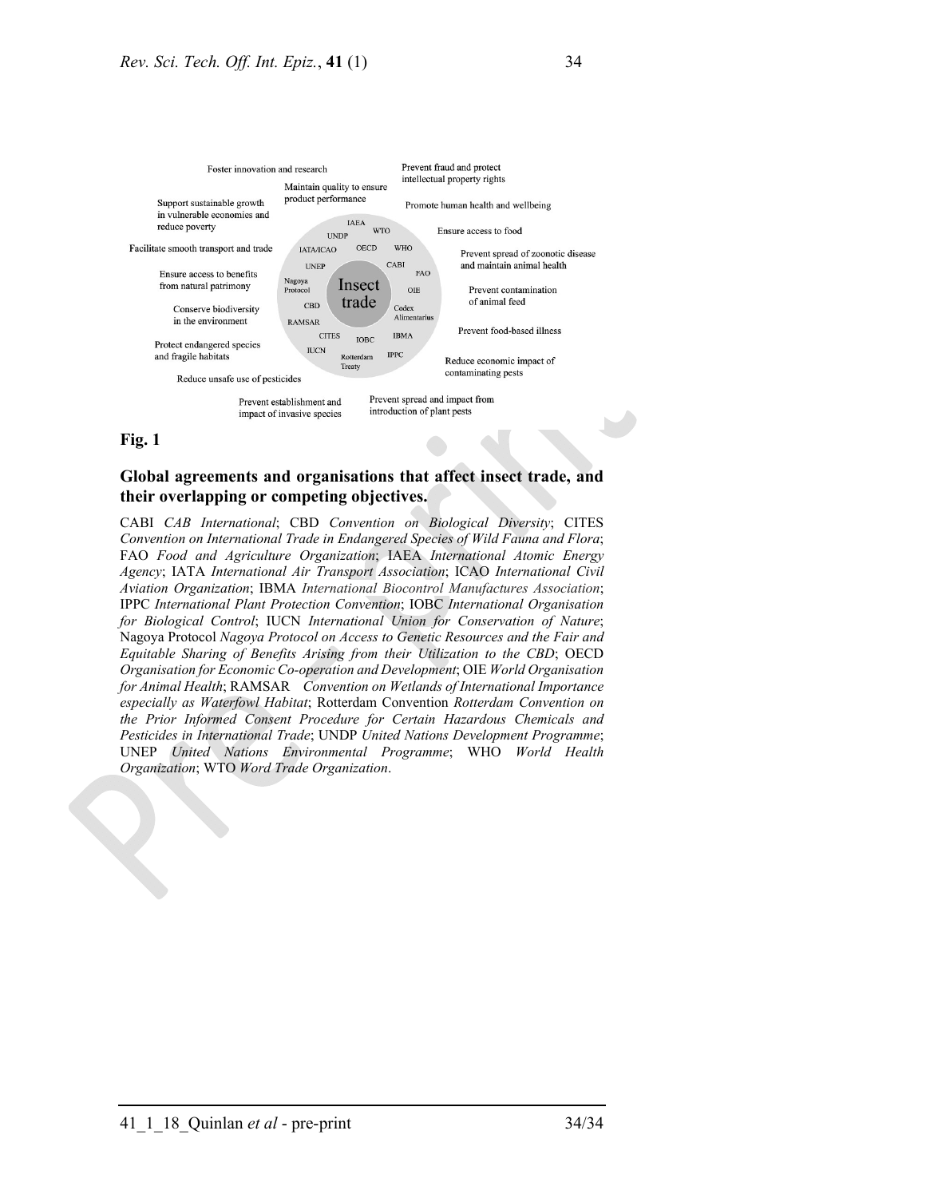Foster innovation and research

Maintain quality to ensure product performance

Prevent fraud and protect intellectual property rights

Support sustainable growth in vulnerable economies and reduce poverty

Promote human health and wellbeing

Ensure access to food

Facilitate smooth transport and trade

Prevent spread of zoonotic disease and maintain animal health

Ensure access to benefits from natural patrimony

Prevent contamination of animal feed

Conserve biodiversity in the environment

Prevent food-based illness

Protect endangered species and fragile habitats

Reduce economic impact of contaminating pests

Reduce unsafe use of pesticides

Prevent establishment and impact of invasive species

Prevent spread and impact from introduction of plant pests

IAEA
UNDP
WTO
IATA/ICAO
OECD
WHO
UNEP
CABI
FAO
Nagoya Protocol
Insect trade
OIE
CBD
Codex Alimentarius
RAMSAR
CITES
IOBC
IBMA
IUCN
Rotterdam Treaty
IPPC

**Fig. 1**

**Global agreements and organisations that affect insect trade, and their overlapping or competing objectives.**

CABI *CAB International*; CBD *Convention on Biological Diversity*; CITES *Convention on International Trade in Endangered Species of Wild Fauna and Flora*; FAO *Food and Agriculture Organization*; IAEA *International Atomic Energy Agency*; IATA *International Air Transport Association*; ICAO *International Civil Aviation Organization*; IBMA *International Biocontrol Manufactures Association*; IPPC *International Plant Protection Convention*; IOBC *International Organisation for Biological Control*; IUCN *International Union for Conservation of Nature*; Nagoya Protocol *Nagoya Protocol on Access to Genetic Resources and the Fair and Equitable Sharing of Benefits Arising from their Utilization to the CBD*; OECD *Organisation for Economic Co-operation and Development*; OIE *World Organisation for Animal Health*; RAMSAR *Convention on Wetlands of International Importance especially as Waterfowl Habitat*; Rotterdam Convention *Rotterdam Convention on the Prior Informed Consent Procedure for Certain Hazardous Chemicals and Pesticides in International Trade*; UNDP *United Nations Development Programme*; UNEP *United Nations Environmental Programme*; WHO *World Health Organization*; WTO *Word Trade Organization*.